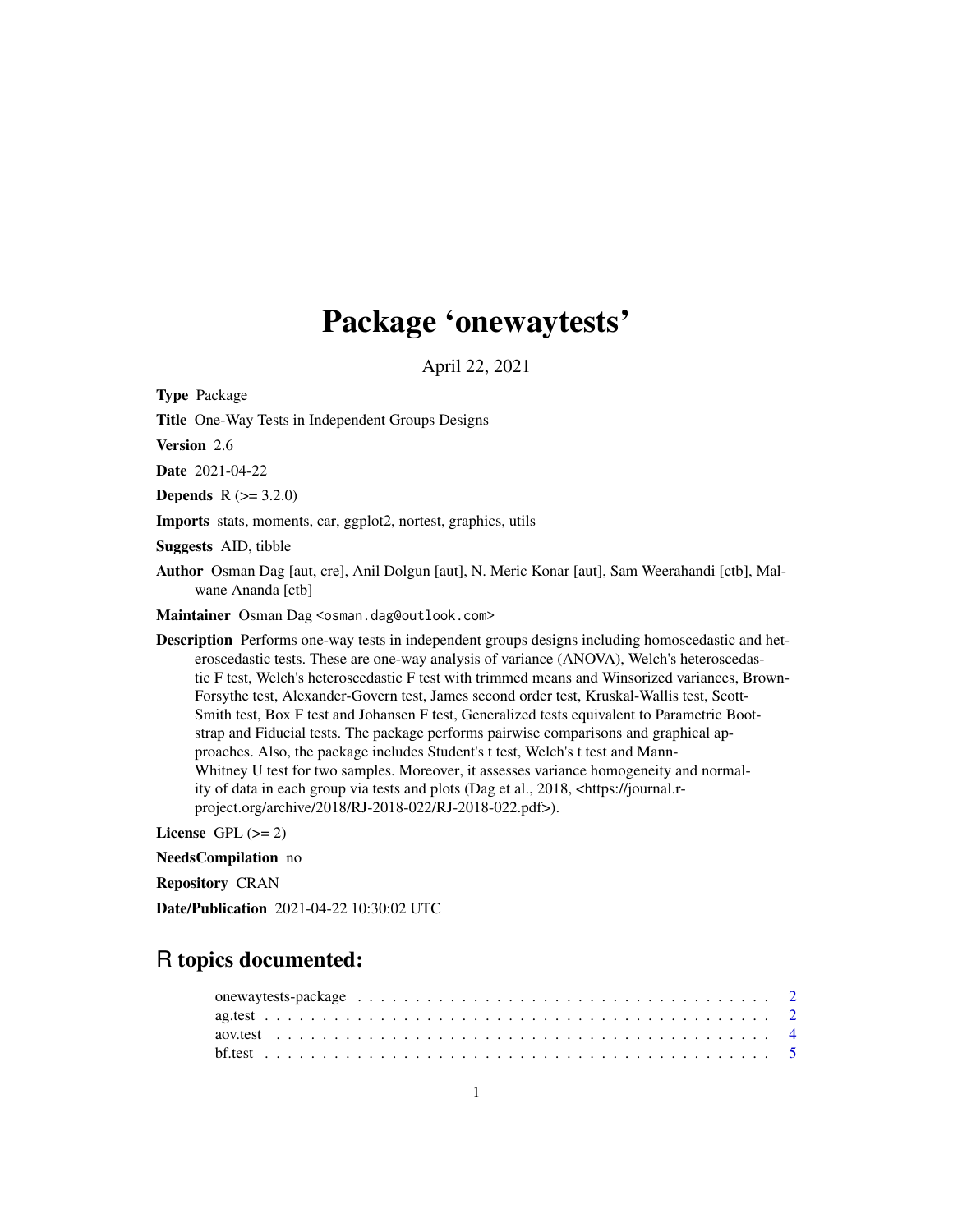# Package 'onewaytests'

April 22, 2021

**Type** Package

**Title** One-Way Tests in Independent Groups Designs

**Version** 2.6

**Date** 2021-04-22

**Depends** R (>= 3.2.0)

**Imports** stats, moments, car, ggplot2, nortest, graphics, utils

**Suggests** AID, tibble

**Author** Osman Dag [aut, cre], Anil Dolgun [aut], N. Meric Konar [aut], Sam Weerahandi [ctb], Malwane Ananda [ctb]

**Maintainer** Osman Dag <osman.dag@outlook.com>

**Description** Performs one-way tests in independent groups designs including homoscedastic and heteroscedastic tests. These are one-way analysis of variance (ANOVA), Welch's heteroscedastic F test, Welch's heteroscedastic F test with trimmed means and Winsorized variances, Brown-Forsythe test, Alexander-Govern test, James second order test, Kruskal-Wallis test, Scott-Smith test, Box F test and Johansen F test, Generalized tests equivalent to Parametric Bootstrap and Fiducial tests. The package performs pairwise comparisons and graphical approaches. Also, the package includes Student's t test, Welch's t test and Mann-Whitney U test for two samples. Moreover, it assesses variance homogeneity and normality of data in each group via tests and plots (Dag et al., 2018, <https://journal.r-project.org/archive/2018/RJ-2018-022/RJ-2018-022.pdf>).

**License** GPL (>= 2)

**NeedsCompilation** no

**Repository** CRAN

**Date/Publication** 2021-04-22 10:30:02 UTC

## R topics documented:

onewaytests-package . . . . . . . . . . . . . . . . . . . . . . . . . . . . . . . . . . . . . 2
ag.test . . . . . . . . . . . . . . . . . . . . . . . . . . . . . . . . . . . . . . . . . . . . 2
aov.test . . . . . . . . . . . . . . . . . . . . . . . . . . . . . . . . . . . . . . . . . . . 4
bf.test . . . . . . . . . . . . . . . . . . . . . . . . . . . . . . . . . . . . . . . . . . . . 5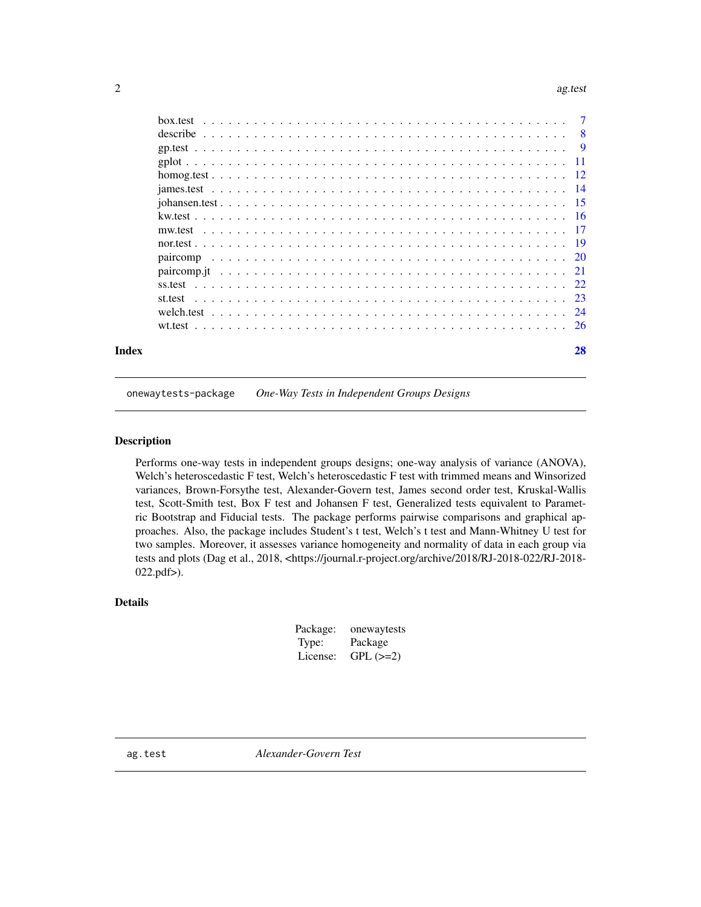| | |
|---|---|
| box.test | 7 |
| describe | 8 |
| gp.test | 9 |
| gplot | 11 |
| homog.test | 12 |
| james.test | 14 |
| johansen.test | 15 |
| kw.test | 16 |
| mw.test | 17 |
| nor.test | 19 |
| paircomp | 20 |
| paircomp.jt | 21 |
| ss.test | 22 |
| st.test | 23 |
| welch.test | 24 |
| wt.test | 26 |

**Index** **28**

---

## onewaytests-package *One-Way Tests in Independent Groups Designs*

---

### Description

Performs one-way tests in independent groups designs; one-way analysis of variance (ANOVA), Welch's heteroscedastic F test, Welch's heteroscedastic F test with trimmed means and Winsorized variances, Brown-Forsythe test, Alexander-Govern test, James second order test, Kruskal-Wallis test, Scott-Smith test, Box F test and Johansen F test, Generalized tests equivalent to Parametric Bootstrap and Fiducial tests. The package performs pairwise comparisons and graphical approaches. Also, the package includes Student's t test, Welch's t test and Mann-Whitney U test for two samples. Moreover, it assesses variance homogeneity and normality of data in each group via tests and plots (Dag et al., 2018, <https://journal.r-project.org/archive/2018/RJ-2018-022/RJ-2018-022.pdf>).

### Details

| | |
|---|---|
| Package: | onewaytests |
| Type: | Package |
| License: | GPL (>=2) |

---

## ag.test *Alexander-Govern Test*

---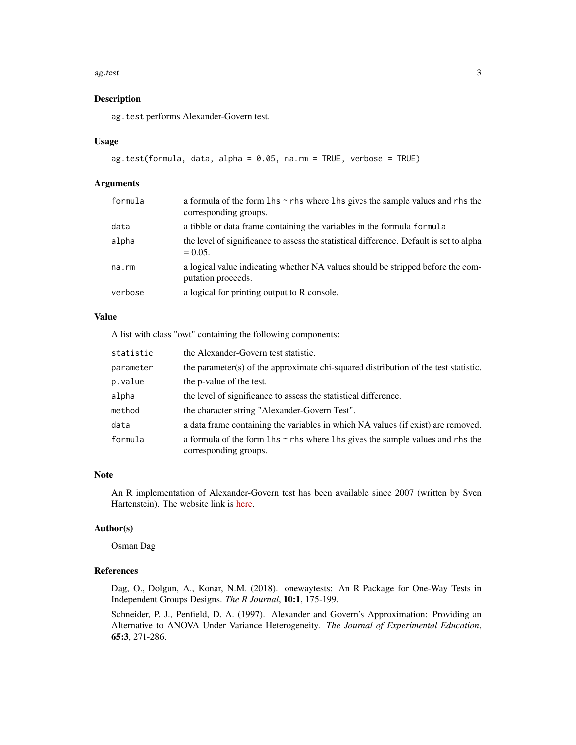## Description

`ag.test` performs Alexander-Govern test.

## Usage

```
ag.test(formula, data, alpha = 0.05, na.rm = TRUE, verbose = TRUE)
```

## Arguments

| | |
|---|---|
| `formula` | a formula of the form `lhs ~ rhs` where `lhs` gives the sample values and `rhs` the corresponding groups. |
| `data` | a tibble or data frame containing the variables in the formula `formula` |
| `alpha` | the level of significance to assess the statistical difference. Default is set to alpha = 0.05. |
| `na.rm` | a logical value indicating whether NA values should be stripped before the computation proceeds. |
| `verbose` | a logical for printing output to R console. |

## Value

A list with class "owt" containing the following components:

| | |
|---|---|
| `statistic` | the Alexander-Govern test statistic. |
| `parameter` | the parameter(s) of the approximate chi-squared distribution of the test statistic. |
| `p.value` | the p-value of the test. |
| `alpha` | the level of significance to assess the statistical difference. |
| `method` | the character string "Alexander-Govern Test". |
| `data` | a data frame containing the variables in which NA values (if exist) are removed. |
| `formula` | a formula of the form `lhs ~ rhs` where `lhs` gives the sample values and `rhs` the corresponding groups. |

## Note

An R implementation of Alexander-Govern test has been available since 2007 (written by Sven Hartenstein). The website link is here.

## Author(s)

Osman Dag

## References

Dag, O., Dolgun, A., Konar, N.M. (2018). onewaytests: An R Package for One-Way Tests in Independent Groups Designs. *The R Journal*, **10:1**, 175-199.

Schneider, P. J., Penfield, D. A. (1997). Alexander and Govern's Approximation: Providing an Alternative to ANOVA Under Variance Heterogeneity. *The Journal of Experimental Education*, **65:3**, 271-286.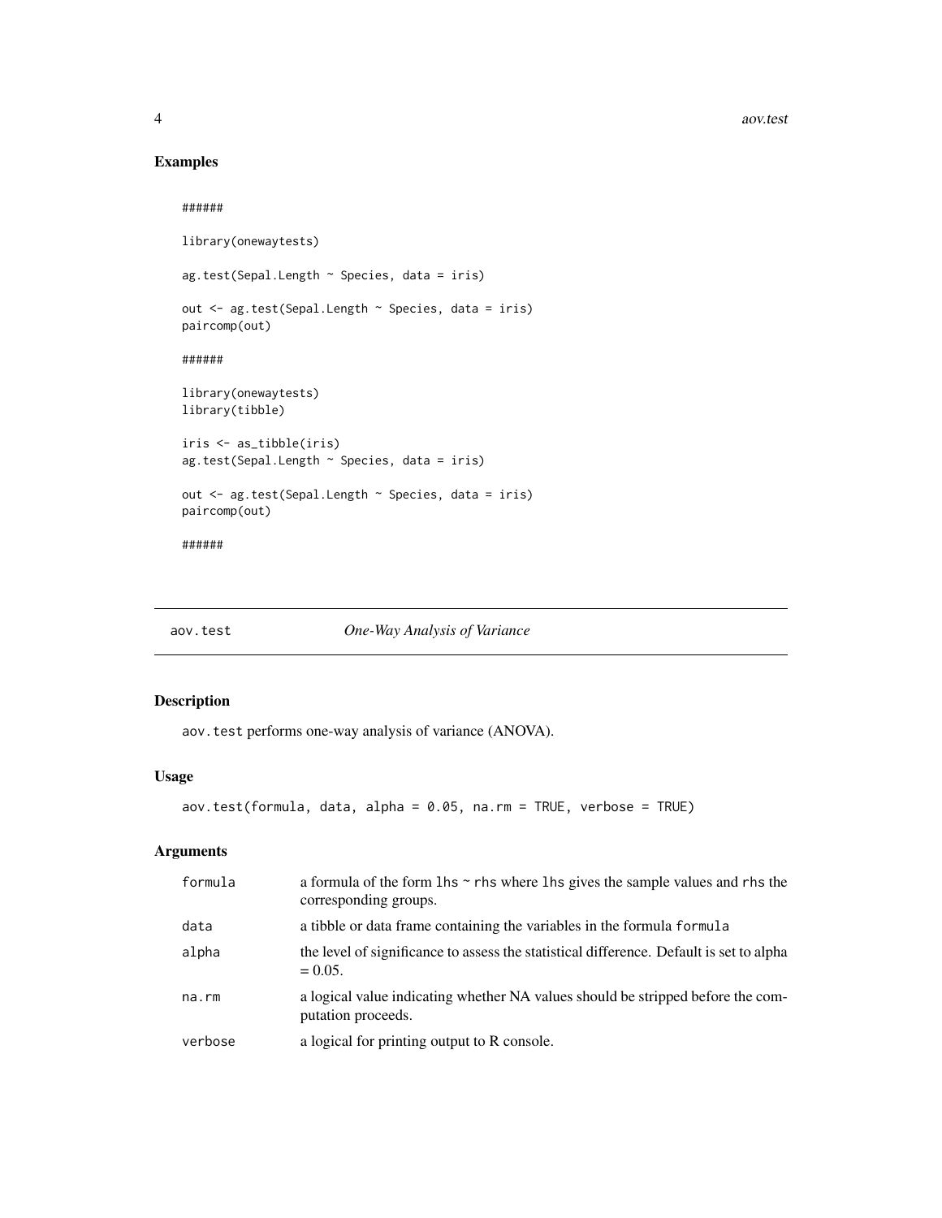## Examples

```
######

library(onewaytests)

ag.test(Sepal.Length ~ Species, data = iris)

out <- ag.test(Sepal.Length ~ Species, data = iris)
paircomp(out)

######

library(onewaytests)
library(tibble)

iris <- as_tibble(iris)
ag.test(Sepal.Length ~ Species, data = iris)

out <- ag.test(Sepal.Length ~ Species, data = iris)
paircomp(out)

######
```

---

# aov.test *One-Way Analysis of Variance*

---

## Description

aov.test performs one-way analysis of variance (ANOVA).

## Usage

```
aov.test(formula, data, alpha = 0.05, na.rm = TRUE, verbose = TRUE)
```

## Arguments

| | |
|---|---|
| formula | a formula of the form lhs ~ rhs where lhs gives the sample values and rhs the corresponding groups. |
| data | a tibble or data frame containing the variables in the formula formula |
| alpha | the level of significance to assess the statistical difference. Default is set to alpha = 0.05. |
| na.rm | a logical value indicating whether NA values should be stripped before the computation proceeds. |
| verbose | a logical for printing output to R console. |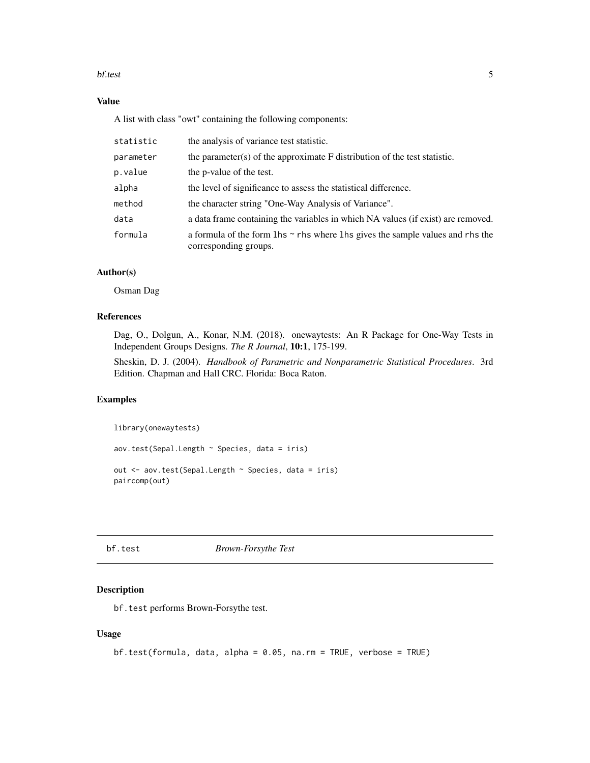### Value

A list with class "owt" containing the following components:

| | |
|---|---|
| statistic | the analysis of variance test statistic. |
| parameter | the parameter(s) of the approximate F distribution of the test statistic. |
| p.value | the p-value of the test. |
| alpha | the level of significance to assess the statistical difference. |
| method | the character string "One-Way Analysis of Variance". |
| data | a data frame containing the variables in which NA values (if exist) are removed. |
| formula | a formula of the form `lhs ~ rhs` where `lhs` gives the sample values and `rhs` the corresponding groups. |

### Author(s)

Osman Dag

### References

Dag, O., Dolgun, A., Konar, N.M. (2018). onewaytests: An R Package for One-Way Tests in Independent Groups Designs. *The R Journal*, **10:1**, 175-199.

Sheskin, D. J. (2004). *Handbook of Parametric and Nonparametric Statistical Procedures*. 3rd Edition. Chapman and Hall CRC. Florida: Boca Raton.

### Examples

```
library(onewaytests)

aov.test(Sepal.Length ~ Species, data = iris)

out <- aov.test(Sepal.Length ~ Species, data = iris)
paircomp(out)
```

---

## bf.test &nbsp;&nbsp;&nbsp;&nbsp; *Brown-Forsythe Test*

### Description

`bf.test` performs Brown-Forsythe test.

### Usage

```
bf.test(formula, data, alpha = 0.05, na.rm = TRUE, verbose = TRUE)
```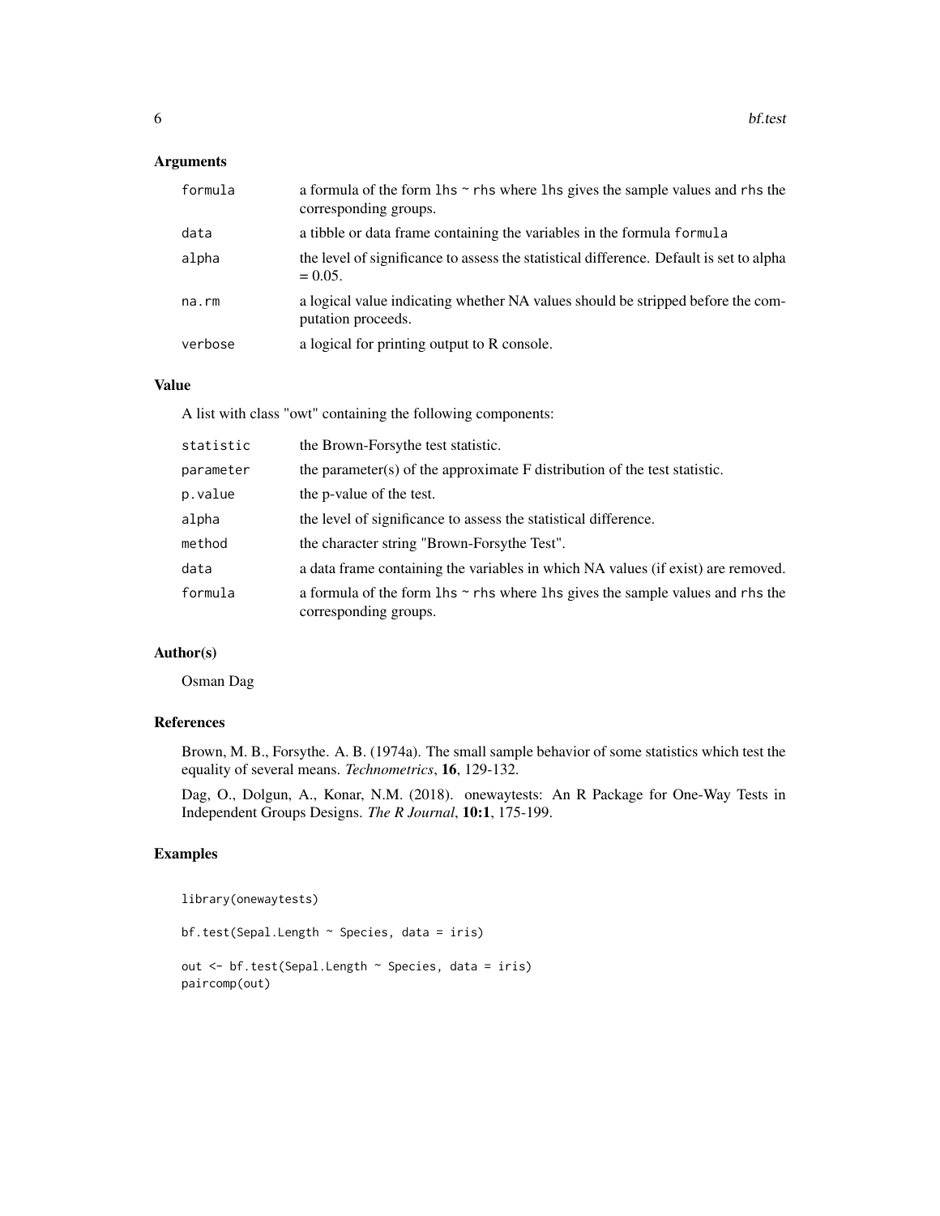## Arguments

| | |
|---|---|
| formula | a formula of the form lhs ~ rhs where lhs gives the sample values and rhs the corresponding groups. |
| data | a tibble or data frame containing the variables in the formula formula |
| alpha | the level of significance to assess the statistical difference. Default is set to alpha = 0.05. |
| na.rm | a logical value indicating whether NA values should be stripped before the computation proceeds. |
| verbose | a logical for printing output to R console. |

## Value

A list with class "owt" containing the following components:

| | |
|---|---|
| statistic | the Brown-Forsythe test statistic. |
| parameter | the parameter(s) of the approximate F distribution of the test statistic. |
| p.value | the p-value of the test. |
| alpha | the level of significance to assess the statistical difference. |
| method | the character string "Brown-Forsythe Test". |
| data | a data frame containing the variables in which NA values (if exist) are removed. |
| formula | a formula of the form lhs ~ rhs where lhs gives the sample values and rhs the corresponding groups. |

## Author(s)

Osman Dag

## References

Brown, M. B., Forsythe. A. B. (1974a). The small sample behavior of some statistics which test the equality of several means. *Technometrics*, **16**, 129-132.

Dag, O., Dolgun, A., Konar, N.M. (2018). onewaytests: An R Package for One-Way Tests in Independent Groups Designs. *The R Journal*, **10:1**, 175-199.

## Examples

```
library(onewaytests)

bf.test(Sepal.Length ~ Species, data = iris)

out <- bf.test(Sepal.Length ~ Species, data = iris)
paircomp(out)
```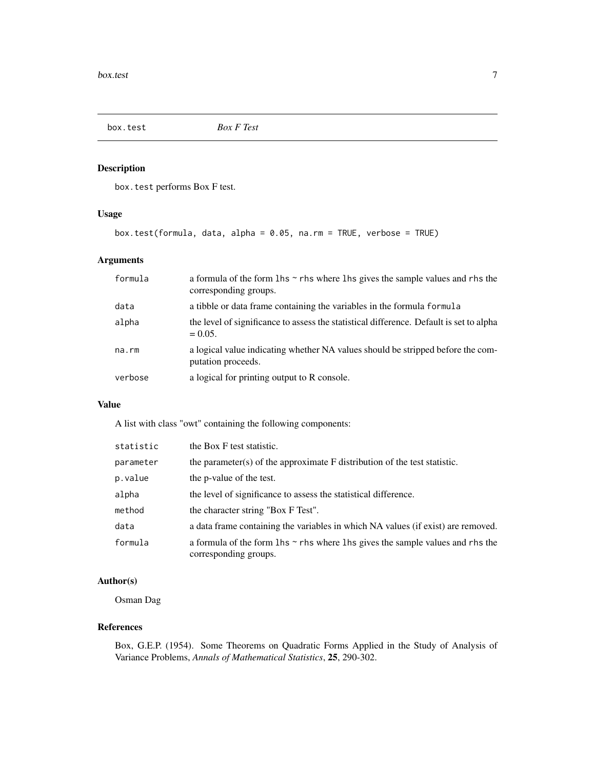# box.test    *Box F Test*

## Description

`box.test` performs Box F test.

## Usage

```
box.test(formula, data, alpha = 0.05, na.rm = TRUE, verbose = TRUE)
```

## Arguments

| | |
|---|---|
| `formula` | a formula of the form `lhs ~ rhs` where `lhs` gives the sample values and `rhs` the corresponding groups. |
| `data` | a tibble or data frame containing the variables in the formula `formula` |
| `alpha` | the level of significance to assess the statistical difference. Default is set to alpha = 0.05. |
| `na.rm` | a logical value indicating whether NA values should be stripped before the computation proceeds. |
| `verbose` | a logical for printing output to R console. |

## Value

A list with class "owt" containing the following components:

| | |
|---|---|
| `statistic` | the Box F test statistic. |
| `parameter` | the parameter(s) of the approximate F distribution of the test statistic. |
| `p.value` | the p-value of the test. |
| `alpha` | the level of significance to assess the statistical difference. |
| `method` | the character string "Box F Test". |
| `data` | a data frame containing the variables in which NA values (if exist) are removed. |
| `formula` | a formula of the form `lhs ~ rhs` where `lhs` gives the sample values and `rhs` the corresponding groups. |

## Author(s)

Osman Dag

## References

Box, G.E.P. (1954). Some Theorems on Quadratic Forms Applied in the Study of Analysis of Variance Problems, *Annals of Mathematical Statistics*, **25**, 290-302.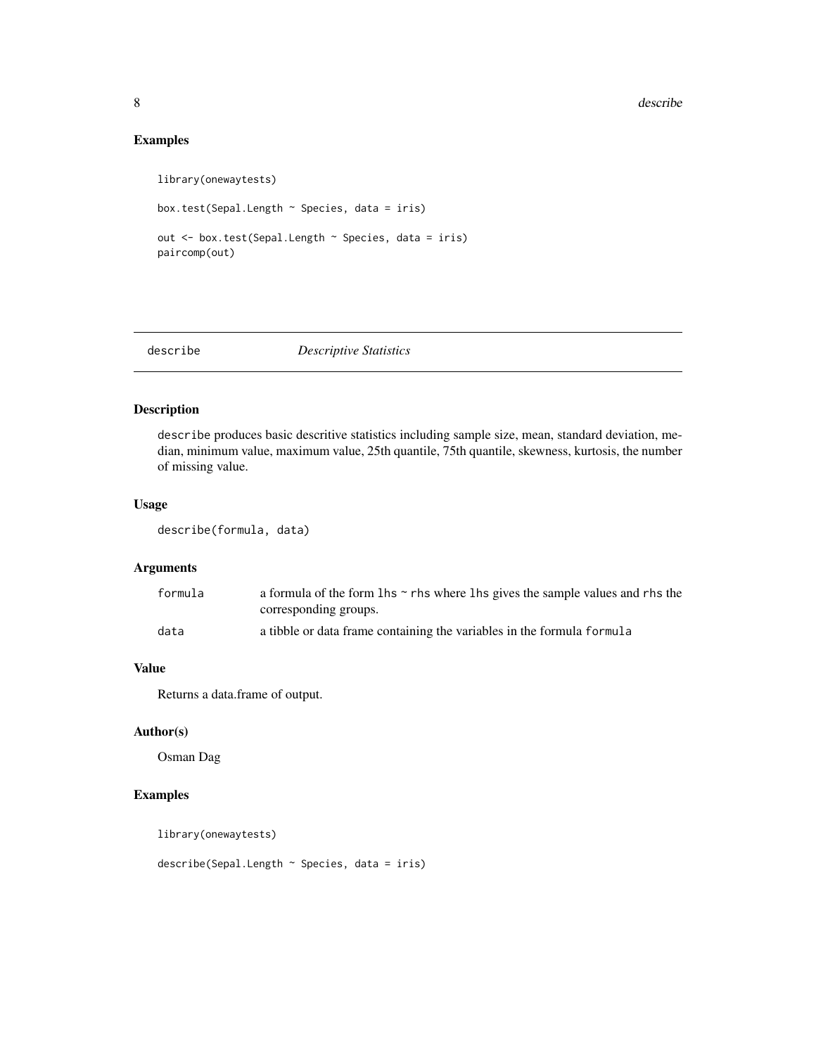## Examples

```
library(onewaytests)

box.test(Sepal.Length ~ Species, data = iris)

out <- box.test(Sepal.Length ~ Species, data = iris)
paircomp(out)
```

---

## describe *Descriptive Statistics*

### Description

describe produces basic descritive statistics including sample size, mean, standard deviation, median, minimum value, maximum value, 25th quantile, 75th quantile, skewness, kurtosis, the number of missing value.

### Usage

```
describe(formula, data)
```

### Arguments

| | |
|---|---|
| formula | a formula of the form lhs ~ rhs where lhs gives the sample values and rhs the corresponding groups. |
| data | a tibble or data frame containing the variables in the formula formula |

### Value

Returns a data.frame of output.

### Author(s)

Osman Dag

### Examples

```
library(onewaytests)

describe(Sepal.Length ~ Species, data = iris)
```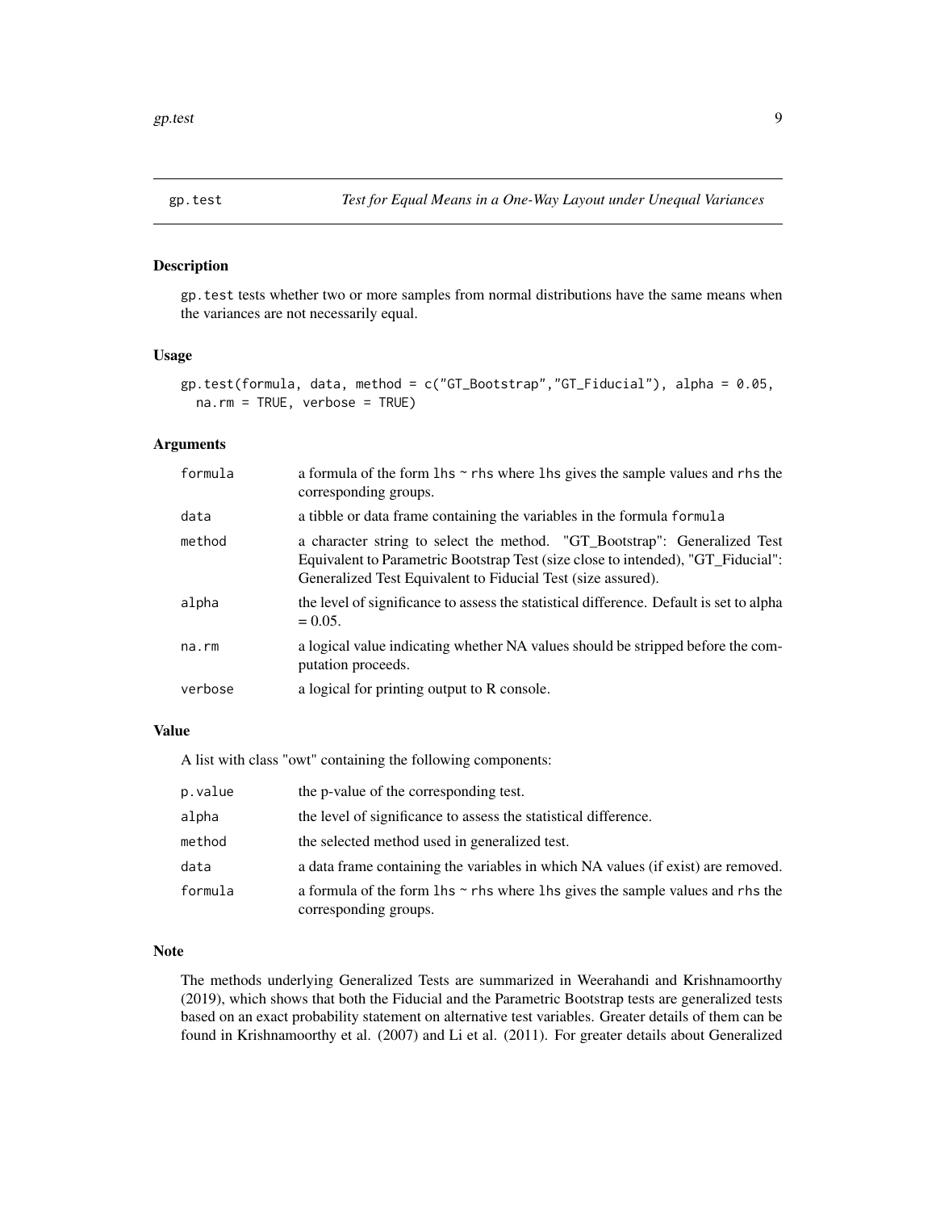## gp.test — *Test for Equal Means in a One-Way Layout under Unequal Variances*

### Description

gp.test tests whether two or more samples from normal distributions have the same means when the variances are not necessarily equal.

### Usage

```
gp.test(formula, data, method = c("GT_Bootstrap","GT_Fiducial"), alpha = 0.05,
  na.rm = TRUE, verbose = TRUE)
```

### Arguments

| | |
|---|---|
| formula | a formula of the form lhs ~ rhs where lhs gives the sample values and rhs the corresponding groups. |
| data | a tibble or data frame containing the variables in the formula formula |
| method | a character string to select the method. "GT_Bootstrap": Generalized Test Equivalent to Parametric Bootstrap Test (size close to intended), "GT_Fiducial": Generalized Test Equivalent to Fiducial Test (size assured). |
| alpha | the level of significance to assess the statistical difference. Default is set to alpha = 0.05. |
| na.rm | a logical value indicating whether NA values should be stripped before the computation proceeds. |
| verbose | a logical for printing output to R console. |

### Value

A list with class "owt" containing the following components:

| | |
|---|---|
| p.value | the p-value of the corresponding test. |
| alpha | the level of significance to assess the statistical difference. |
| method | the selected method used in generalized test. |
| data | a data frame containing the variables in which NA values (if exist) are removed. |
| formula | a formula of the form lhs ~ rhs where lhs gives the sample values and rhs the corresponding groups. |

### Note

The methods underlying Generalized Tests are summarized in Weerahandi and Krishnamoorthy (2019), which shows that both the Fiducial and the Parametric Bootstrap tests are generalized tests based on an exact probability statement on alternative test variables. Greater details of them can be found in Krishnamoorthy et al. (2007) and Li et al. (2011). For greater details about Generalized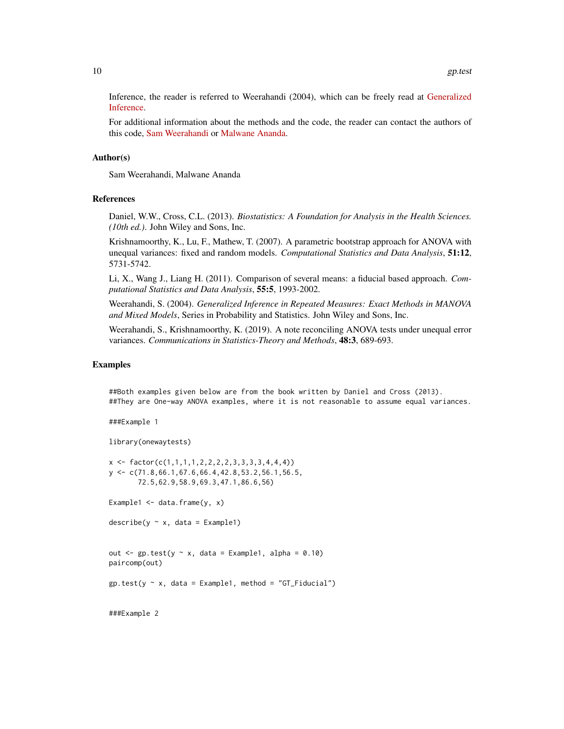Inference, the reader is referred to Weerahandi (2004), which can be freely read at Generalized Inference.

For additional information about the methods and the code, the reader can contact the authors of this code, Sam Weerahandi or Malwane Ananda.

### Author(s)

Sam Weerahandi, Malwane Ananda

### References

Daniel, W.W., Cross, C.L. (2013). *Biostatistics: A Foundation for Analysis in the Health Sciences. (10th ed.)*. John Wiley and Sons, Inc.

Krishnamoorthy, K., Lu, F., Mathew, T. (2007). A parametric bootstrap approach for ANOVA with unequal variances: fixed and random models. *Computational Statistics and Data Analysis*, **51:12**, 5731-5742.

Li, X., Wang J., Liang H. (2011). Comparison of several means: a fiducial based approach. *Computational Statistics and Data Analysis*, **55:5**, 1993-2002.

Weerahandi, S. (2004). *Generalized Inference in Repeated Measures: Exact Methods in MANOVA and Mixed Models*, Series in Probability and Statistics. John Wiley and Sons, Inc.

Weerahandi, S., Krishnamoorthy, K. (2019). A note reconciling ANOVA tests under unequal error variances. *Communications in Statistics-Theory and Methods*, **48:3**, 689-693.

### Examples

```
##Both examples given below are from the book written by Daniel and Cross (2013).
##They are One-way ANOVA examples, where it is not reasonable to assume equal variances.

###Example 1

library(onewaytests)

x <- factor(c(1,1,1,1,2,2,2,2,3,3,3,3,4,4,4))
y <- c(71.8,66.1,67.6,66.4,42.8,53.2,56.1,56.5,
       72.5,62.9,58.9,69.3,47.1,86.6,56)

Example1 <- data.frame(y, x)

describe(y ~ x, data = Example1)


out <- gp.test(y ~ x, data = Example1, alpha = 0.10)
paircomp(out)

gp.test(y ~ x, data = Example1, method = "GT_Fiducial")


###Example 2
```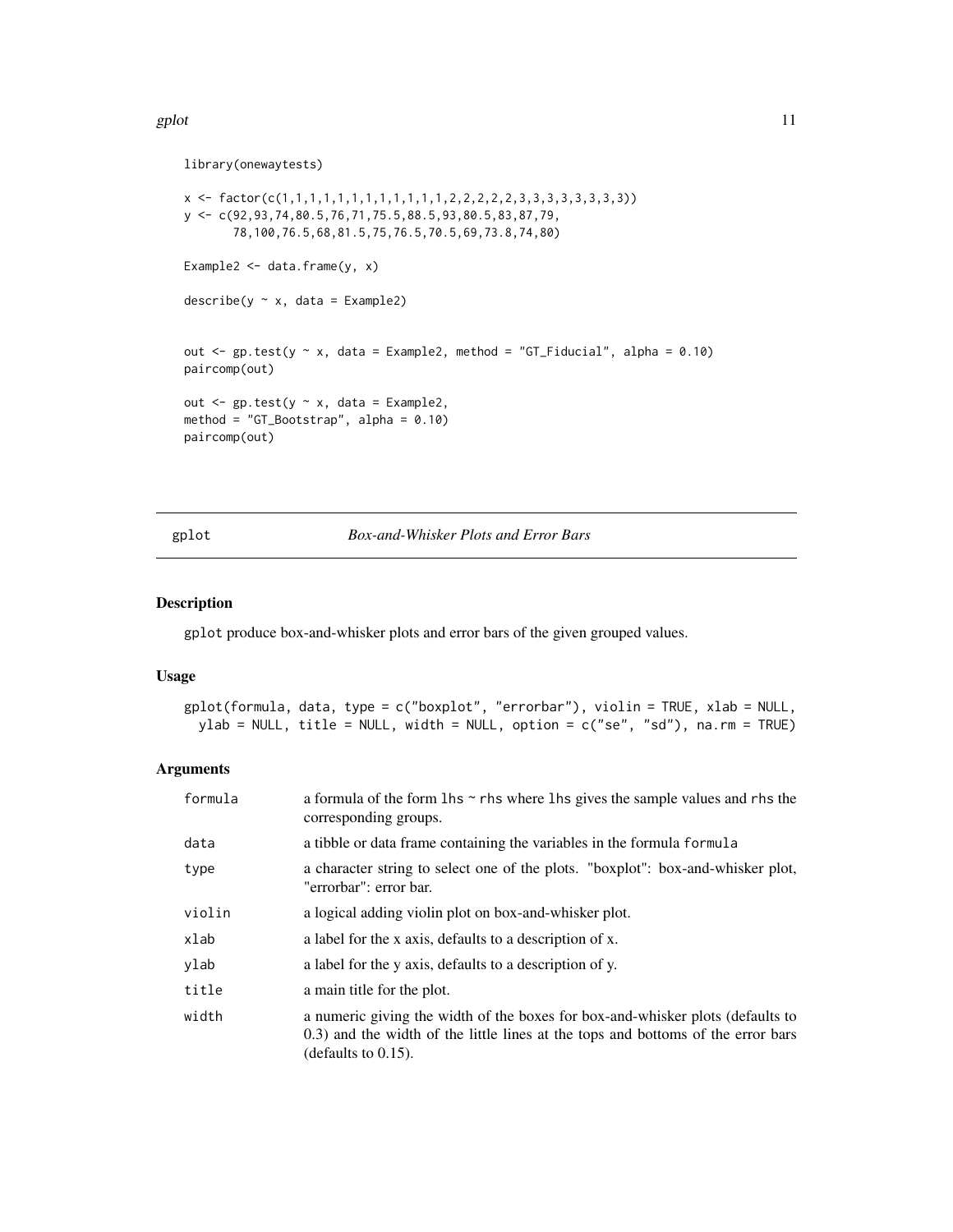```
library(onewaytests)

x <- factor(c(1,1,1,1,1,1,1,1,1,1,1,1,2,2,2,2,2,3,3,3,3,3,3,3,3))
y <- c(92,93,74,80.5,76,71,75.5,88.5,93,80.5,83,87,79,
       78,100,76.5,68,81.5,75,76.5,70.5,69,73.8,74,80)

Example2 <- data.frame(y, x)

describe(y ~ x, data = Example2)


out <- gp.test(y ~ x, data = Example2, method = "GT_Fiducial", alpha = 0.10)
paircomp(out)

out <- gp.test(y ~ x, data = Example2,
method = "GT_Bootstrap", alpha = 0.10)
paircomp(out)
```

## gplot *Box-and-Whisker Plots and Error Bars*

### Description

gplot produce box-and-whisker plots and error bars of the given grouped values.

### Usage

```
gplot(formula, data, type = c("boxplot", "errorbar"), violin = TRUE, xlab = NULL,
  ylab = NULL, title = NULL, width = NULL, option = c("se", "sd"), na.rm = TRUE)
```

### Arguments

| | |
|---|---|
| formula | a formula of the form lhs ~ rhs where lhs gives the sample values and rhs the corresponding groups. |
| data | a tibble or data frame containing the variables in the formula formula |
| type | a character string to select one of the plots. "boxplot": box-and-whisker plot, "errorbar": error bar. |
| violin | a logical adding violin plot on box-and-whisker plot. |
| xlab | a label for the x axis, defaults to a description of x. |
| ylab | a label for the y axis, defaults to a description of y. |
| title | a main title for the plot. |
| width | a numeric giving the width of the boxes for box-and-whisker plots (defaults to 0.3) and the width of the little lines at the tops and bottoms of the error bars (defaults to 0.15). |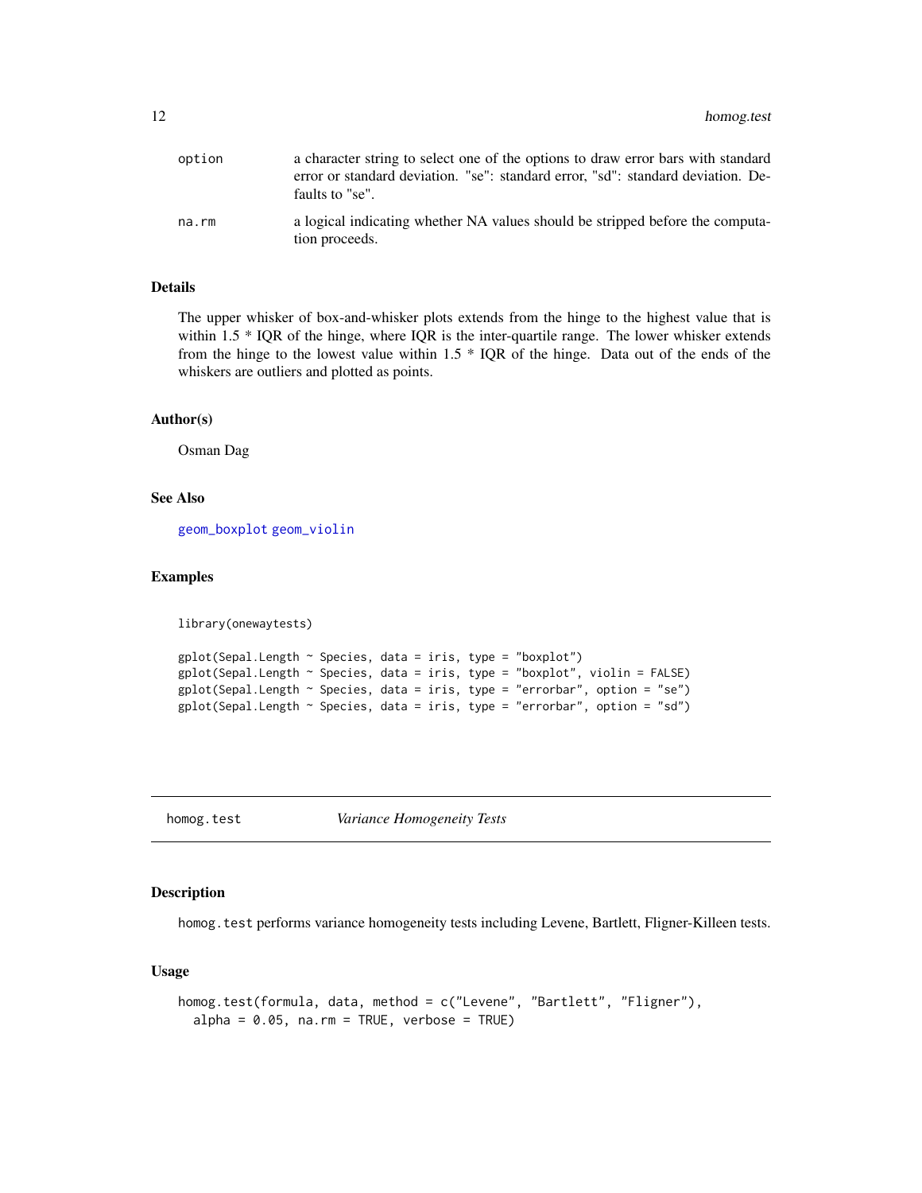| | |
|---|---|
| option | a character string to select one of the options to draw error bars with standard error or standard deviation. "se": standard error, "sd": standard deviation. Defaults to "se". |
| na.rm | a logical indicating whether NA values should be stripped before the computation proceeds. |

### Details

The upper whisker of box-and-whisker plots extends from the hinge to the highest value that is within 1.5 * IQR of the hinge, where IQR is the inter-quartile range. The lower whisker extends from the hinge to the lowest value within 1.5 * IQR of the hinge. Data out of the ends of the whiskers are outliers and plotted as points.

### Author(s)

Osman Dag

### See Also

geom_boxplot geom_violin

### Examples

```
library(onewaytests)

gplot(Sepal.Length ~ Species, data = iris, type = "boxplot")
gplot(Sepal.Length ~ Species, data = iris, type = "boxplot", violin = FALSE)
gplot(Sepal.Length ~ Species, data = iris, type = "errorbar", option = "se")
gplot(Sepal.Length ~ Species, data = iris, type = "errorbar", option = "sd")
```

---

## homog.test *Variance Homogeneity Tests*

### Description

homog.test performs variance homogeneity tests including Levene, Bartlett, Fligner-Killeen tests.

### Usage

```
homog.test(formula, data, method = c("Levene", "Bartlett", "Fligner"),
  alpha = 0.05, na.rm = TRUE, verbose = TRUE)
```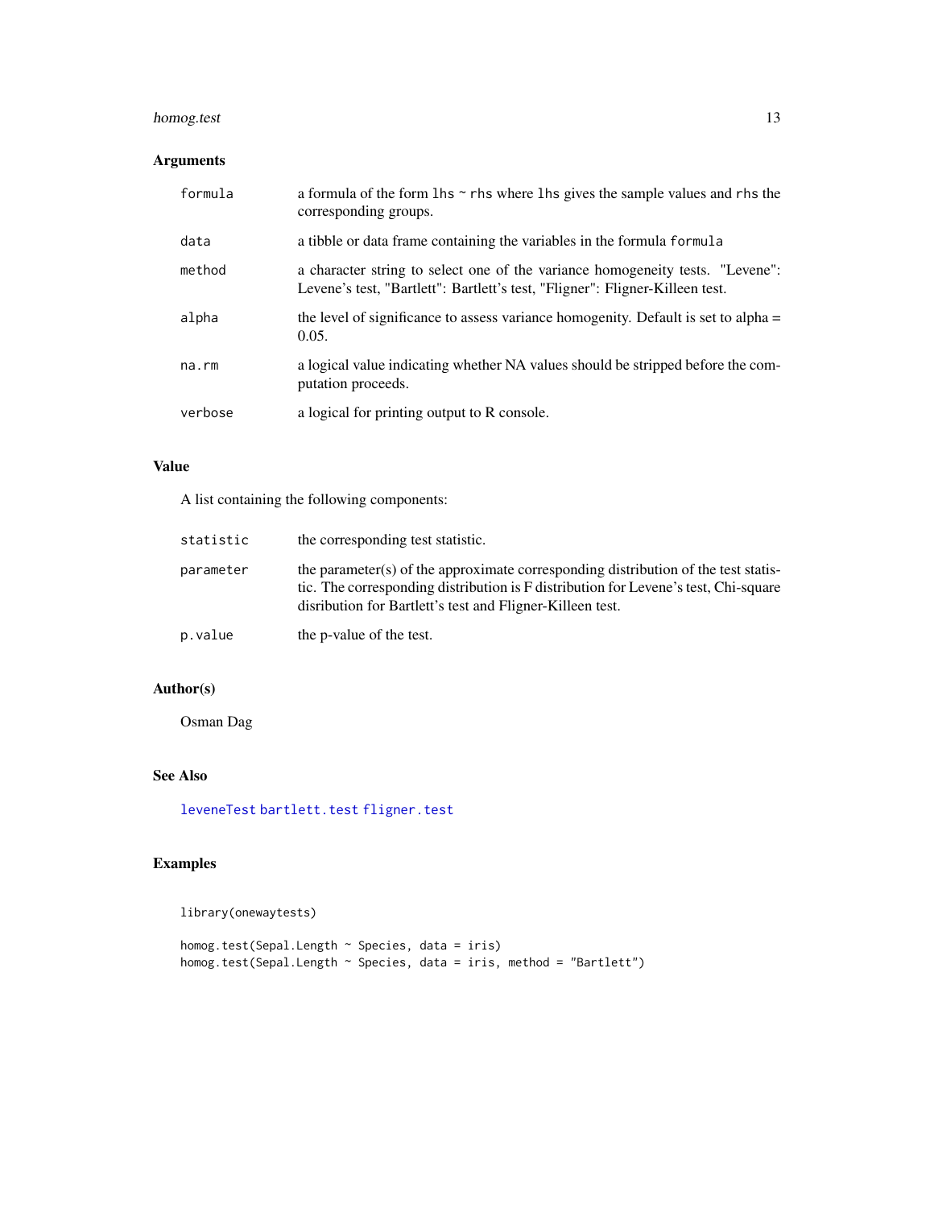## Arguments

| | |
|---|---|
| `formula` | a formula of the form `lhs ~ rhs` where `lhs` gives the sample values and `rhs` the corresponding groups. |
| `data` | a tibble or data frame containing the variables in the formula `formula` |
| `method` | a character string to select one of the variance homogeneity tests. "Levene": Levene's test, "Bartlett": Bartlett's test, "Fligner": Fligner-Killeen test. |
| `alpha` | the level of significance to assess variance homogenity. Default is set to alpha = 0.05. |
| `na.rm` | a logical value indicating whether NA values should be stripped before the computation proceeds. |
| `verbose` | a logical for printing output to R console. |

## Value

A list containing the following components:

| | |
|---|---|
| `statistic` | the corresponding test statistic. |
| `parameter` | the parameter(s) of the approximate corresponding distribution of the test statistic. The corresponding distribution is F distribution for Levene's test, Chi-square disribution for Bartlett's test and Fligner-Killeen test. |
| `p.value` | the p-value of the test. |

## Author(s)

Osman Dag

## See Also

`leveneTest` `bartlett.test` `fligner.test`

## Examples

```
library(onewaytests)

homog.test(Sepal.Length ~ Species, data = iris)
homog.test(Sepal.Length ~ Species, data = iris, method = "Bartlett")
```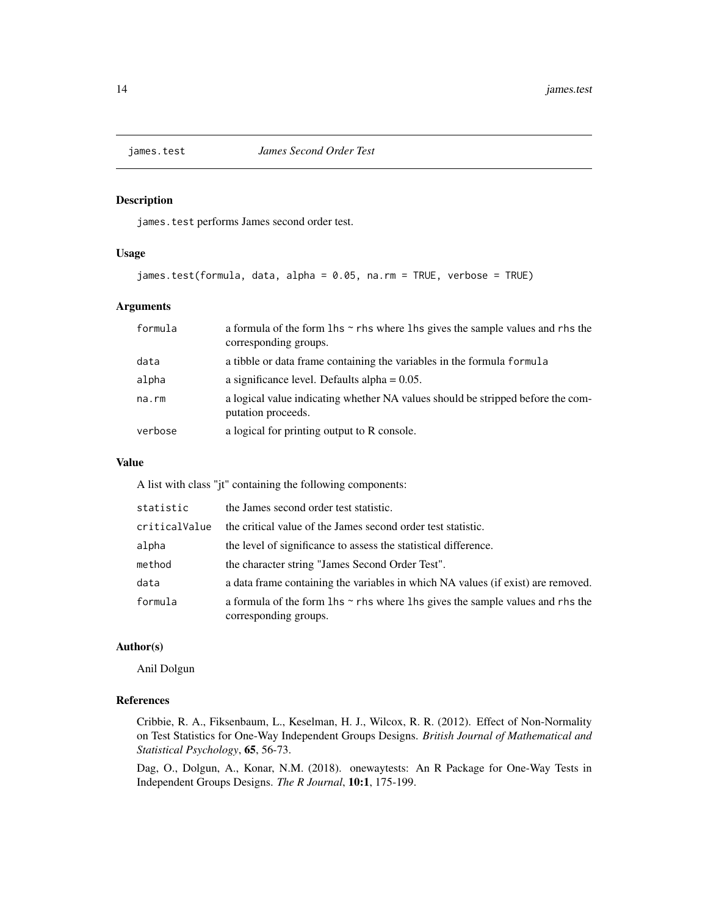## james.test *James Second Order Test*

### Description

james.test performs James second order test.

### Usage

```
james.test(formula, data, alpha = 0.05, na.rm = TRUE, verbose = TRUE)
```

### Arguments

| | |
|---|---|
| formula | a formula of the form lhs ~ rhs where lhs gives the sample values and rhs the corresponding groups. |
| data | a tibble or data frame containing the variables in the formula formula |
| alpha | a significance level. Defaults alpha = 0.05. |
| na.rm | a logical value indicating whether NA values should be stripped before the computation proceeds. |
| verbose | a logical for printing output to R console. |

### Value

A list with class "jt" containing the following components:

| | |
|---|---|
| statistic | the James second order test statistic. |
| criticalValue | the critical value of the James second order test statistic. |
| alpha | the level of significance to assess the statistical difference. |
| method | the character string "James Second Order Test". |
| data | a data frame containing the variables in which NA values (if exist) are removed. |
| formula | a formula of the form lhs ~ rhs where lhs gives the sample values and rhs the corresponding groups. |

### Author(s)

Anil Dolgun

### References

Cribbie, R. A., Fiksenbaum, L., Keselman, H. J., Wilcox, R. R. (2012). Effect of Non-Normality on Test Statistics for One-Way Independent Groups Designs. *British Journal of Mathematical and Statistical Psychology*, **65**, 56-73.

Dag, O., Dolgun, A., Konar, N.M. (2018). onewaytests: An R Package for One-Way Tests in Independent Groups Designs. *The R Journal*, **10:1**, 175-199.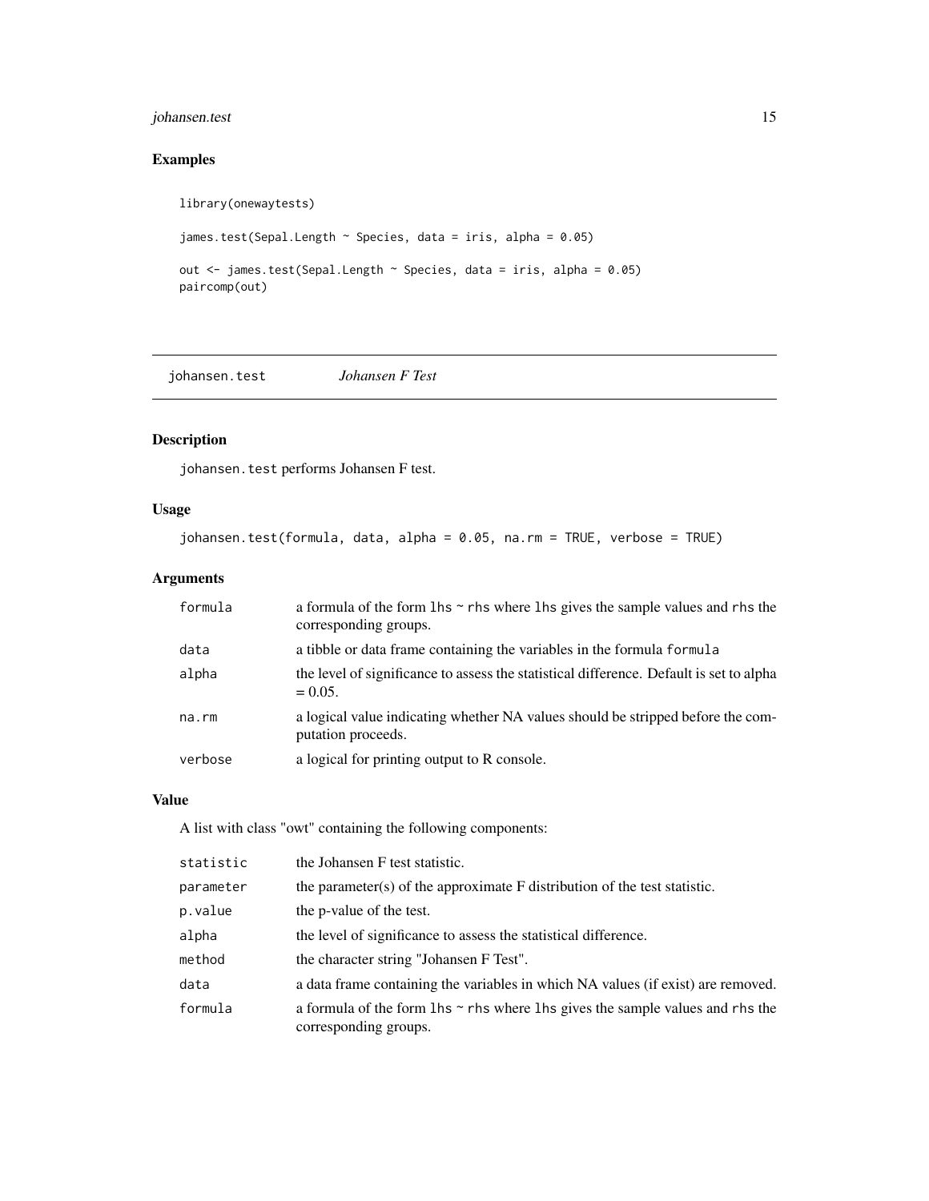## Examples

```
library(onewaytests)

james.test(Sepal.Length ~ Species, data = iris, alpha = 0.05)

out <- james.test(Sepal.Length ~ Species, data = iris, alpha = 0.05)
paircomp(out)
```

---

# johansen.test *Johansen F Test*

---

## Description

`johansen.test` performs Johansen F test.

## Usage

```
johansen.test(formula, data, alpha = 0.05, na.rm = TRUE, verbose = TRUE)
```

## Arguments

| | |
|---|---|
| `formula` | a formula of the form `lhs ~ rhs` where `lhs` gives the sample values and `rhs` the corresponding groups. |
| `data` | a tibble or data frame containing the variables in the formula `formula` |
| `alpha` | the level of significance to assess the statistical difference. Default is set to alpha = 0.05. |
| `na.rm` | a logical value indicating whether NA values should be stripped before the computation proceeds. |
| `verbose` | a logical for printing output to R console. |

## Value

A list with class "owt" containing the following components:

| | |
|---|---|
| `statistic` | the Johansen F test statistic. |
| `parameter` | the parameter(s) of the approximate F distribution of the test statistic. |
| `p.value` | the p-value of the test. |
| `alpha` | the level of significance to assess the statistical difference. |
| `method` | the character string "Johansen F Test". |
| `data` | a data frame containing the variables in which NA values (if exist) are removed. |
| `formula` | a formula of the form `lhs ~ rhs` where `lhs` gives the sample values and `rhs` the corresponding groups. |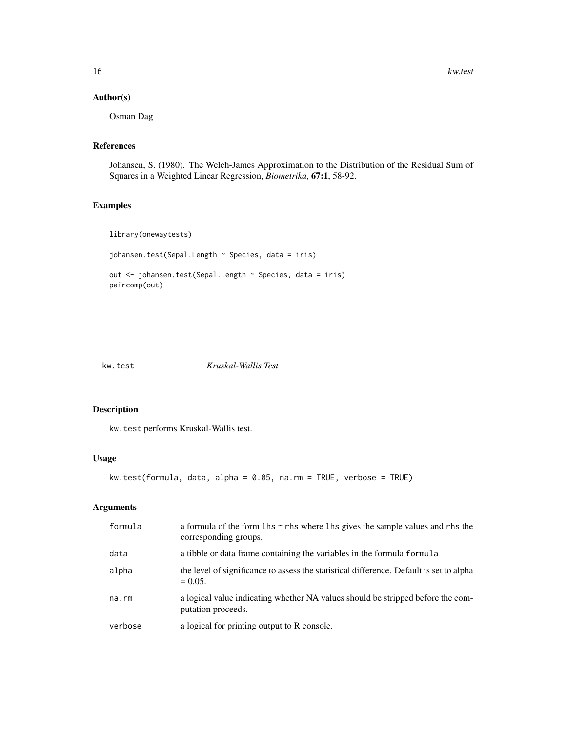## Author(s)

Osman Dag

## References

Johansen, S. (1980). The Welch-James Approximation to the Distribution of the Residual Sum of Squares in a Weighted Linear Regression, *Biometrika*, **67:1**, 58-92.

## Examples

```
library(onewaytests)

johansen.test(Sepal.Length ~ Species, data = iris)

out <- johansen.test(Sepal.Length ~ Species, data = iris)
paircomp(out)
```

---

# kw.test *Kruskal-Wallis Test*

## Description

`kw.test` performs Kruskal-Wallis test.

## Usage

```
kw.test(formula, data, alpha = 0.05, na.rm = TRUE, verbose = TRUE)
```

## Arguments

| | |
|---|---|
| formula | a formula of the form `lhs ~ rhs` where `lhs` gives the sample values and `rhs` the corresponding groups. |
| data | a tibble or data frame containing the variables in the formula `formula` |
| alpha | the level of significance to assess the statistical difference. Default is set to alpha = 0.05. |
| na.rm | a logical value indicating whether NA values should be stripped before the computation proceeds. |
| verbose | a logical for printing output to R console. |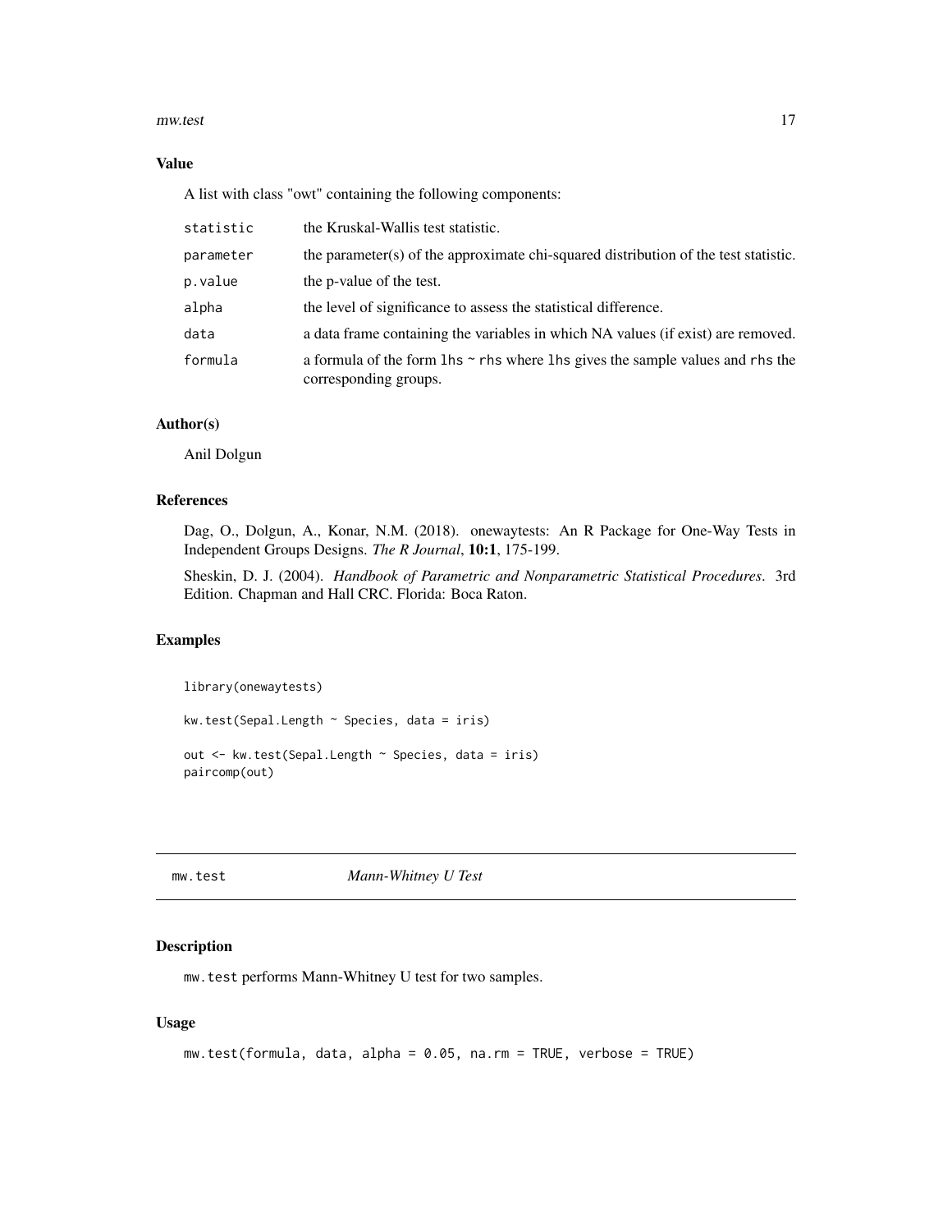### Value

A list with class "owt" containing the following components:

| | |
|---|---|
| `statistic` | the Kruskal-Wallis test statistic. |
| `parameter` | the parameter(s) of the approximate chi-squared distribution of the test statistic. |
| `p.value` | the p-value of the test. |
| `alpha` | the level of significance to assess the statistical difference. |
| `data` | a data frame containing the variables in which NA values (if exist) are removed. |
| `formula` | a formula of the form `lhs ~ rhs` where `lhs` gives the sample values and `rhs` the corresponding groups. |

### Author(s)

Anil Dolgun

### References

Dag, O., Dolgun, A., Konar, N.M. (2018). onewaytests: An R Package for One-Way Tests in Independent Groups Designs. *The R Journal*, **10:1**, 175-199.

Sheskin, D. J. (2004). *Handbook of Parametric and Nonparametric Statistical Procedures*. 3rd Edition. Chapman and Hall CRC. Florida: Boca Raton.

### Examples

```
library(onewaytests)

kw.test(Sepal.Length ~ Species, data = iris)

out <- kw.test(Sepal.Length ~ Species, data = iris)
paircomp(out)
```

---

## mw.test *Mann-Whitney U Test*

---

### Description

`mw.test` performs Mann-Whitney U test for two samples.

### Usage

```
mw.test(formula, data, alpha = 0.05, na.rm = TRUE, verbose = TRUE)
```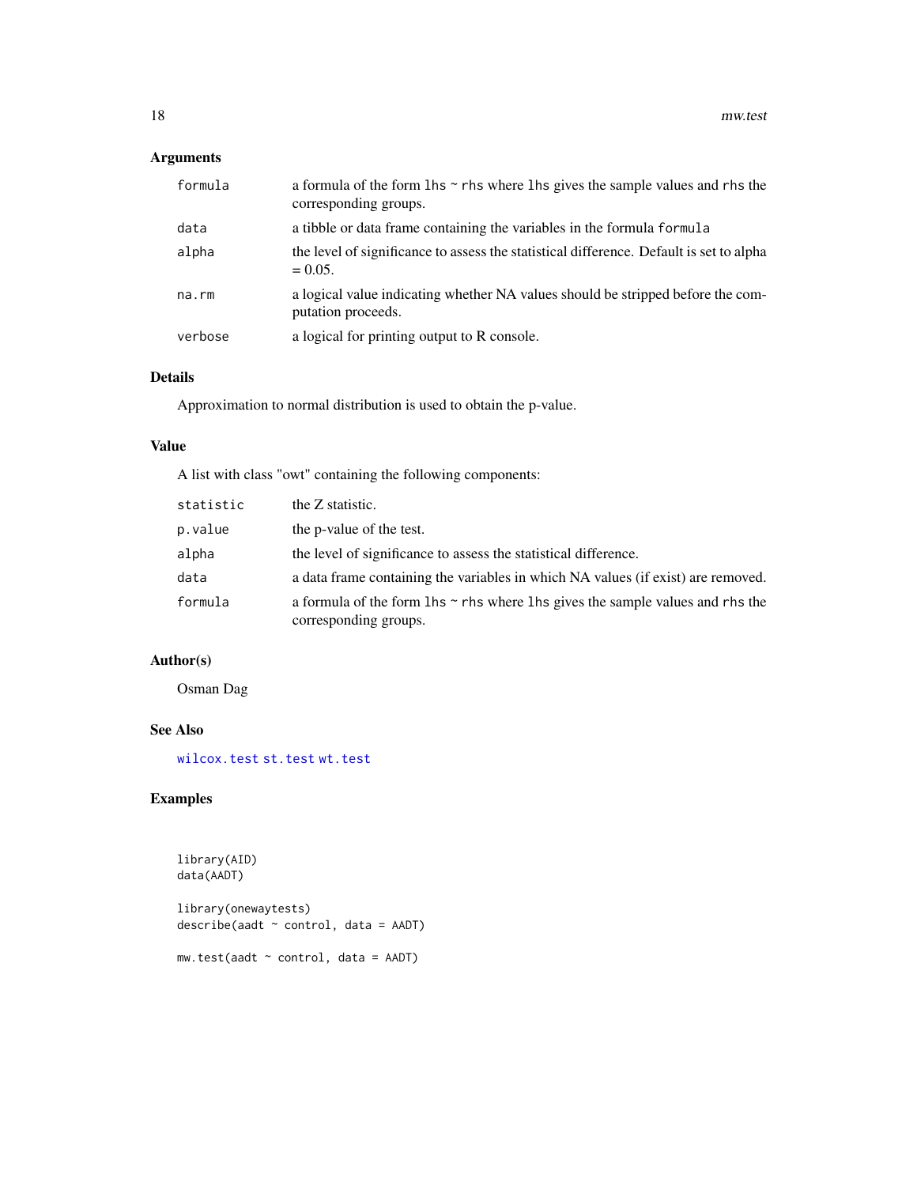### Arguments

| | |
|---|---|
| `formula` | a formula of the form `lhs ~ rhs` where `lhs` gives the sample values and `rhs` the corresponding groups. |
| `data` | a tibble or data frame containing the variables in the formula `formula` |
| `alpha` | the level of significance to assess the statistical difference. Default is set to alpha = 0.05. |
| `na.rm` | a logical value indicating whether NA values should be stripped before the computation proceeds. |
| `verbose` | a logical for printing output to R console. |

### Details

Approximation to normal distribution is used to obtain the p-value.

### Value

A list with class "owt" containing the following components:

| | |
|---|---|
| `statistic` | the Z statistic. |
| `p.value` | the p-value of the test. |
| `alpha` | the level of significance to assess the statistical difference. |
| `data` | a data frame containing the variables in which NA values (if exist) are removed. |
| `formula` | a formula of the form `lhs ~ rhs` where `lhs` gives the sample values and `rhs` the corresponding groups. |

### Author(s)

Osman Dag

### See Also

`wilcox.test` `st.test` `wt.test`

### Examples

```
library(AID)
data(AADT)

library(onewaytests)
describe(aadt ~ control, data = AADT)

mw.test(aadt ~ control, data = AADT)
```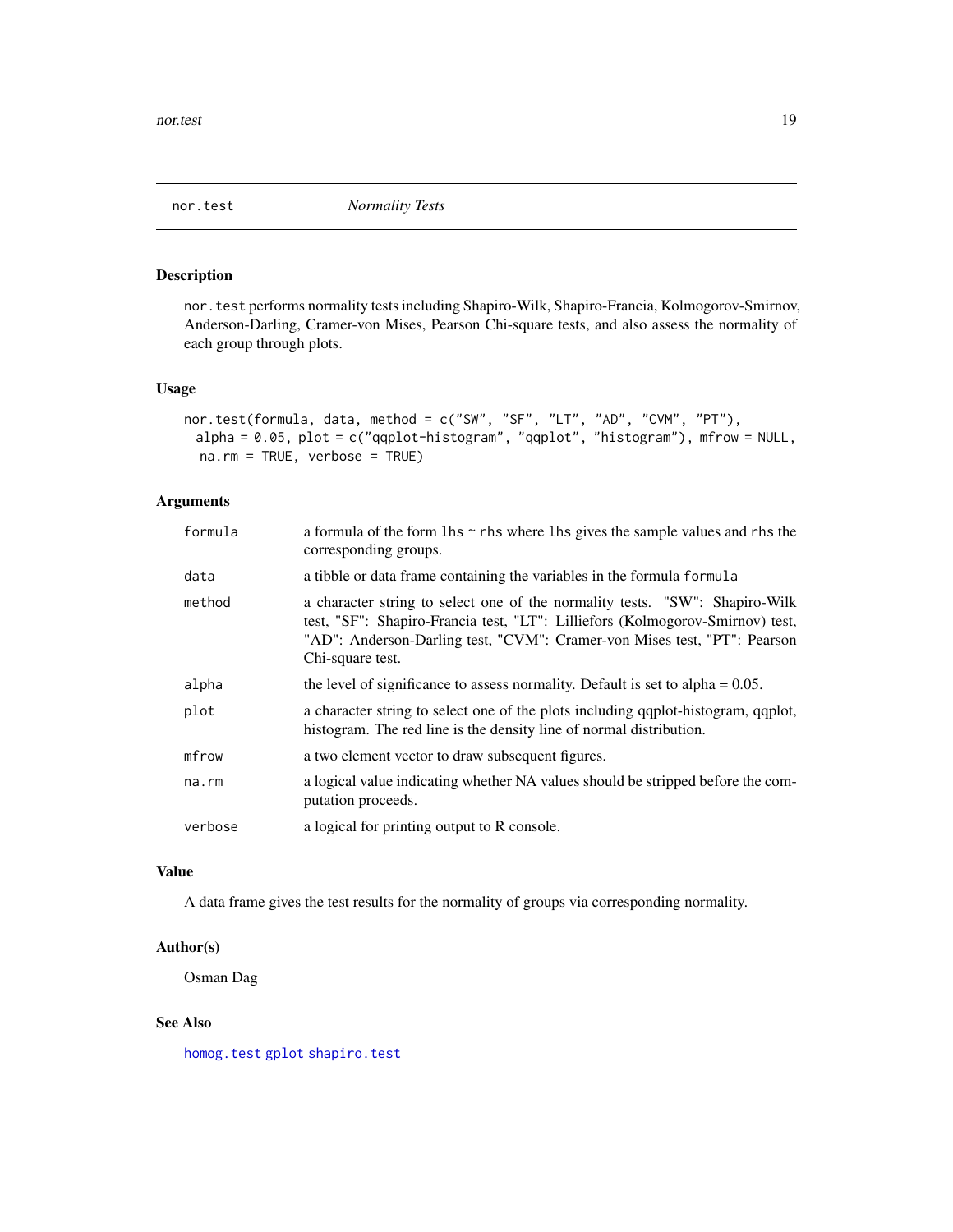## nor.test *Normality Tests*

### Description

`nor.test` performs normality tests including Shapiro-Wilk, Shapiro-Francia, Kolmogorov-Smirnov, Anderson-Darling, Cramer-von Mises, Pearson Chi-square tests, and also assess the normality of each group through plots.

### Usage

```
nor.test(formula, data, method = c("SW", "SF", "LT", "AD", "CVM", "PT"),
  alpha = 0.05, plot = c("qqplot-histogram", "qqplot", "histogram"), mfrow = NULL,
  na.rm = TRUE, verbose = TRUE)
```

### Arguments

| | |
|---|---|
| `formula` | a formula of the form `lhs ~ rhs` where `lhs` gives the sample values and `rhs` the corresponding groups. |
| `data` | a tibble or data frame containing the variables in the formula `formula` |
| `method` | a character string to select one of the normality tests. "SW": Shapiro-Wilk test, "SF": Shapiro-Francia test, "LT": Lilliefors (Kolmogorov-Smirnov) test, "AD": Anderson-Darling test, "CVM": Cramer-von Mises test, "PT": Pearson Chi-square test. |
| `alpha` | the level of significance to assess normality. Default is set to alpha = 0.05. |
| `plot` | a character string to select one of the plots including qqplot-histogram, qqplot, histogram. The red line is the density line of normal distribution. |
| `mfrow` | a two element vector to draw subsequent figures. |
| `na.rm` | a logical value indicating whether NA values should be stripped before the computation proceeds. |
| `verbose` | a logical for printing output to R console. |

### Value

A data frame gives the test results for the normality of groups via corresponding normality.

### Author(s)

Osman Dag

### See Also

`homog.test` `gplot` `shapiro.test`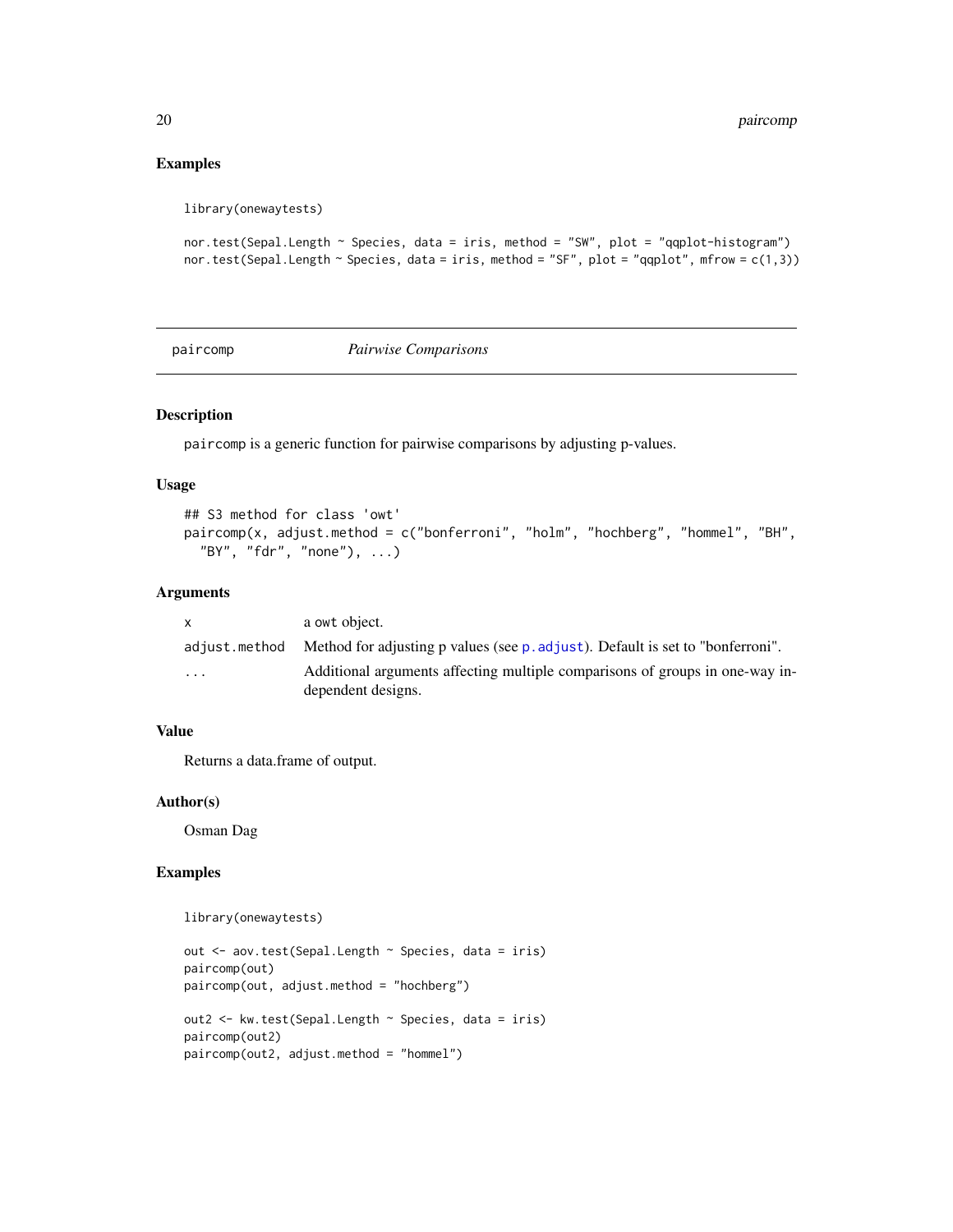## Examples

```
library(onewaytests)

nor.test(Sepal.Length ~ Species, data = iris, method = "SW", plot = "qqplot-histogram")
nor.test(Sepal.Length ~ Species, data = iris, method = "SF", plot = "qqplot", mfrow = c(1,3))
```

---

# paircomp *Pairwise Comparisons*

---

## Description

paircomp is a generic function for pairwise comparisons by adjusting p-values.

## Usage

```
## S3 method for class 'owt'
paircomp(x, adjust.method = c("bonferroni", "holm", "hochberg", "hommel", "BH",
  "BY", "fdr", "none"), ...)
```

## Arguments

| | |
|---|---|
| x | a owt object. |
| adjust.method | Method for adjusting p values (see p.adjust). Default is set to "bonferroni". |
| ... | Additional arguments affecting multiple comparisons of groups in one-way independent designs. |

## Value

Returns a data.frame of output.

## Author(s)

Osman Dag

## Examples

```
library(onewaytests)

out <- aov.test(Sepal.Length ~ Species, data = iris)
paircomp(out)
paircomp(out, adjust.method = "hochberg")

out2 <- kw.test(Sepal.Length ~ Species, data = iris)
paircomp(out2)
paircomp(out2, adjust.method = "hommel")
```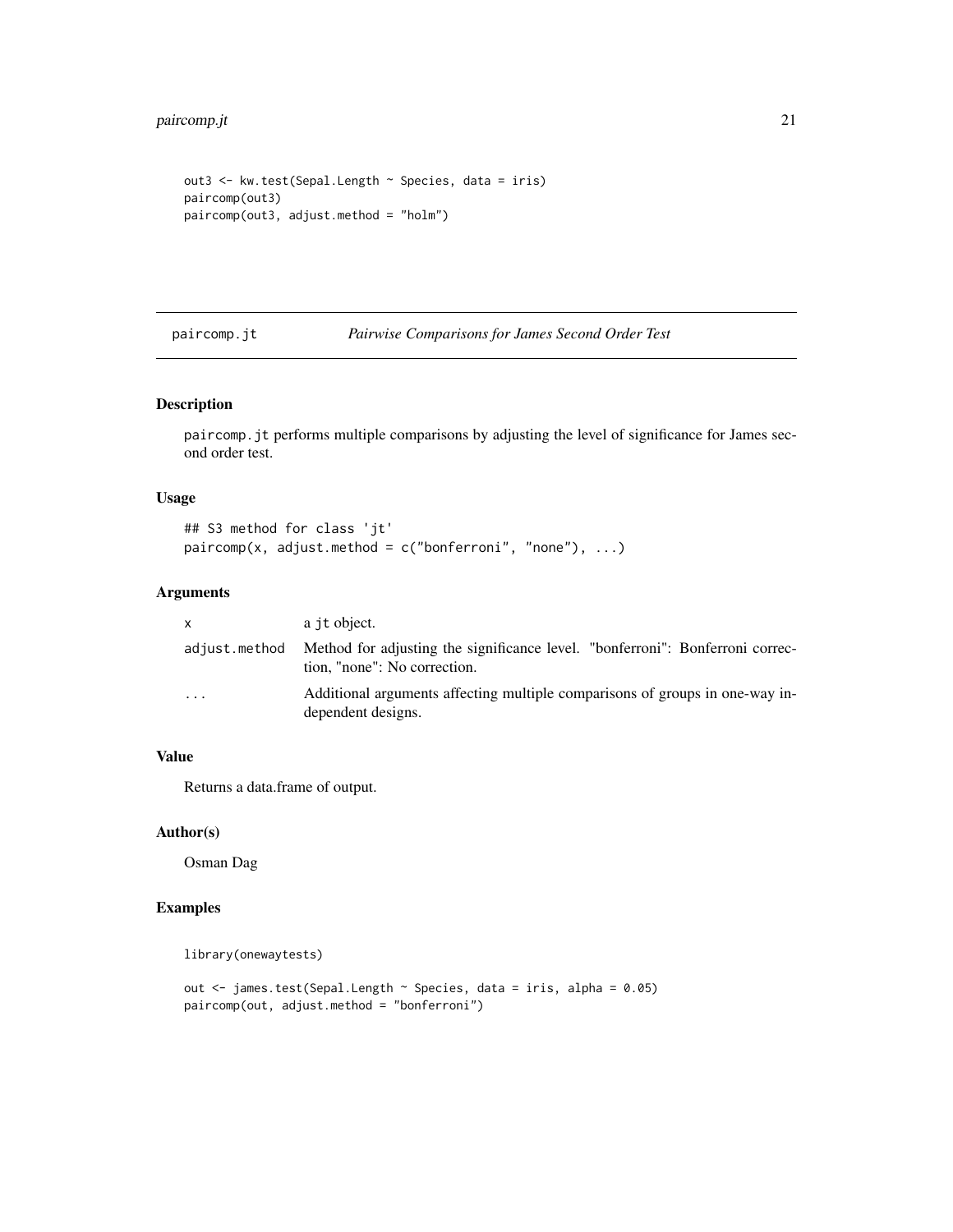```
out3 <- kw.test(Sepal.Length ~ Species, data = iris)
paircomp(out3)
paircomp(out3, adjust.method = "holm")
```

---

paircomp.jt    *Pairwise Comparisons for James Second Order Test*

---

## Description

paircomp.jt performs multiple comparisons by adjusting the level of significance for James second order test.

## Usage

```
## S3 method for class 'jt'
paircomp(x, adjust.method = c("bonferroni", "none"), ...)
```

## Arguments

| | |
|---|---|
| x | a jt object. |
| adjust.method | Method for adjusting the significance level. "bonferroni": Bonferroni correction, "none": No correction. |
| ... | Additional arguments affecting multiple comparisons of groups in one-way independent designs. |

## Value

Returns a data.frame of output.

## Author(s)

Osman Dag

## Examples

```
library(onewaytests)

out <- james.test(Sepal.Length ~ Species, data = iris, alpha = 0.05)
paircomp(out, adjust.method = "bonferroni")
```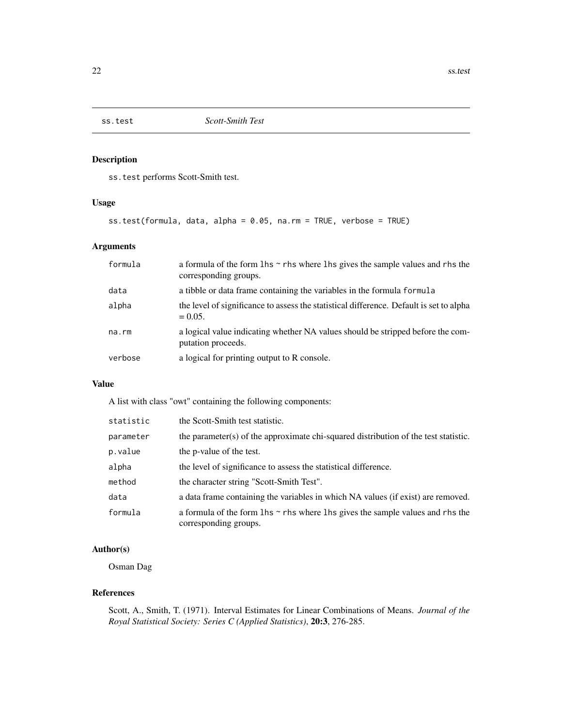ss.test    *Scott-Smith Test*

## Description

ss.test performs Scott-Smith test.

## Usage

```
ss.test(formula, data, alpha = 0.05, na.rm = TRUE, verbose = TRUE)
```

## Arguments

| | |
|---|---|
| formula | a formula of the form lhs ~ rhs where lhs gives the sample values and rhs the corresponding groups. |
| data | a tibble or data frame containing the variables in the formula formula |
| alpha | the level of significance to assess the statistical difference. Default is set to alpha = 0.05. |
| na.rm | a logical value indicating whether NA values should be stripped before the computation proceeds. |
| verbose | a logical for printing output to R console. |

## Value

A list with class "owt" containing the following components:

| | |
|---|---|
| statistic | the Scott-Smith test statistic. |
| parameter | the parameter(s) of the approximate chi-squared distribution of the test statistic. |
| p.value | the p-value of the test. |
| alpha | the level of significance to assess the statistical difference. |
| method | the character string "Scott-Smith Test". |
| data | a data frame containing the variables in which NA values (if exist) are removed. |
| formula | a formula of the form lhs ~ rhs where lhs gives the sample values and rhs the corresponding groups. |

## Author(s)

Osman Dag

## References

Scott, A., Smith, T. (1971). Interval Estimates for Linear Combinations of Means. *Journal of the Royal Statistical Society: Series C (Applied Statistics)*, **20:3**, 276-285.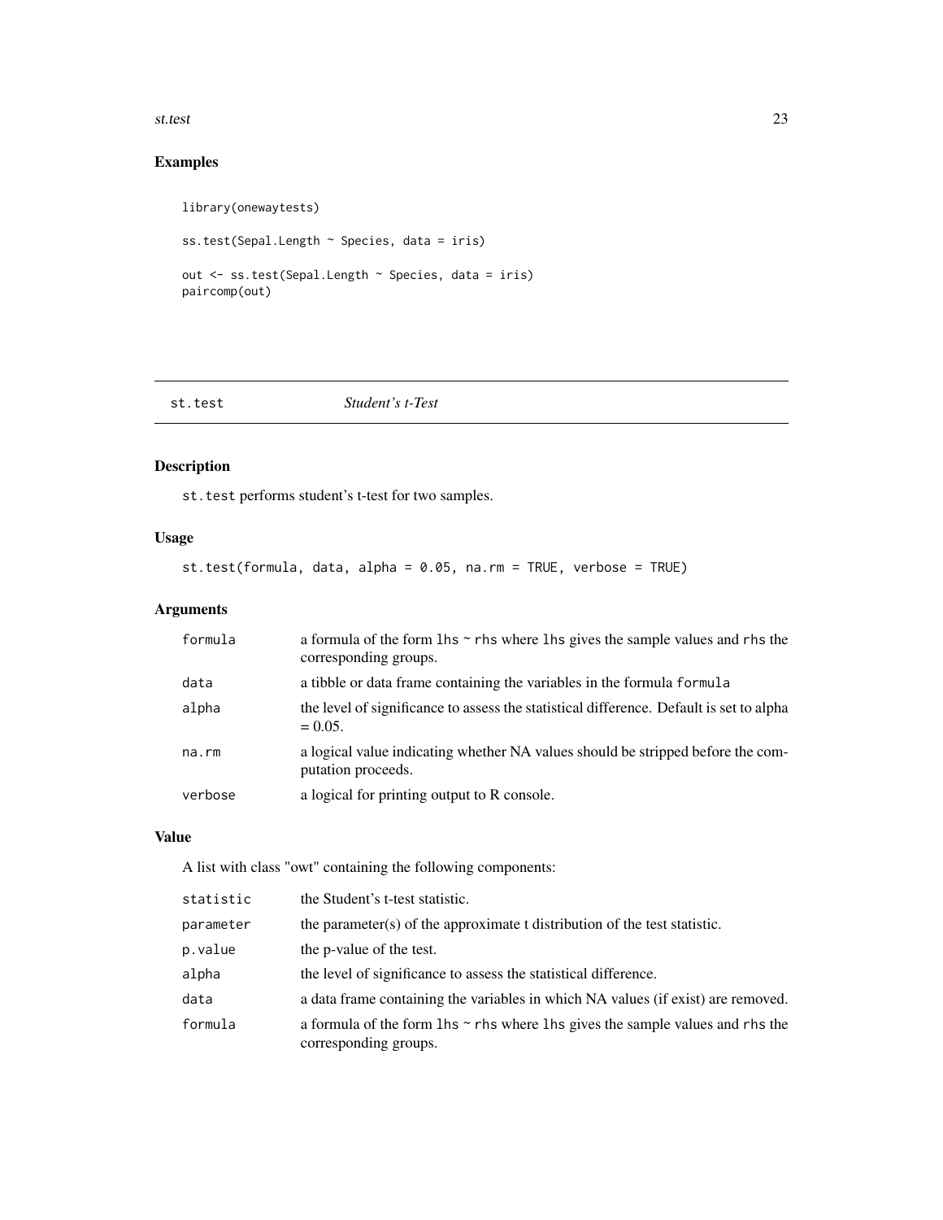## Examples

```
library(onewaytests)

ss.test(Sepal.Length ~ Species, data = iris)

out <- ss.test(Sepal.Length ~ Species, data = iris)
paircomp(out)
```

---

# st.test *Student's t-Test*

---

## Description

`st.test` performs student's t-test for two samples.

## Usage

```
st.test(formula, data, alpha = 0.05, na.rm = TRUE, verbose = TRUE)
```

## Arguments

| | |
|---|---|
| `formula` | a formula of the form `lhs ~ rhs` where `lhs` gives the sample values and `rhs` the corresponding groups. |
| `data` | a tibble or data frame containing the variables in the formula `formula` |
| `alpha` | the level of significance to assess the statistical difference. Default is set to alpha = 0.05. |
| `na.rm` | a logical value indicating whether NA values should be stripped before the computation proceeds. |
| `verbose` | a logical for printing output to R console. |

## Value

A list with class "owt" containing the following components:

| | |
|---|---|
| `statistic` | the Student's t-test statistic. |
| `parameter` | the parameter(s) of the approximate t distribution of the test statistic. |
| `p.value` | the p-value of the test. |
| `alpha` | the level of significance to assess the statistical difference. |
| `data` | a data frame containing the variables in which NA values (if exist) are removed. |
| `formula` | a formula of the form `lhs ~ rhs` where `lhs` gives the sample values and `rhs` the corresponding groups. |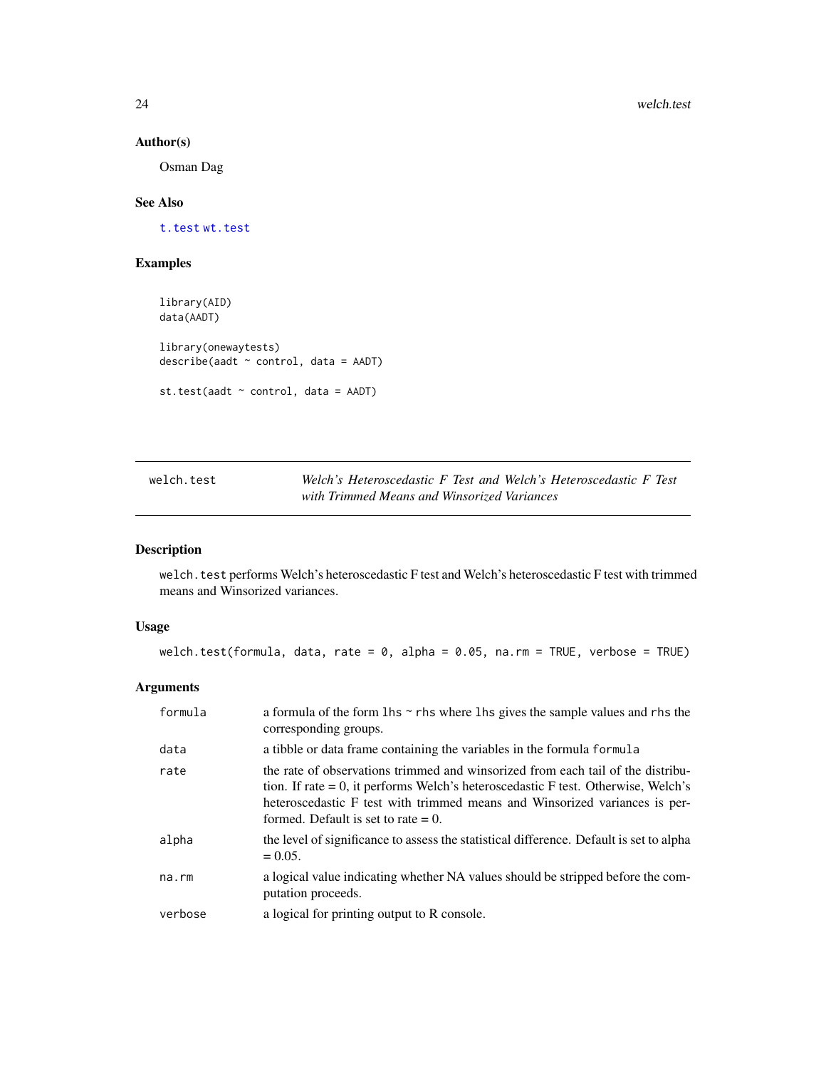### Author(s)

Osman Dag

### See Also

`t.test` `wt.test`

### Examples

```
library(AID)
data(AADT)

library(onewaytests)
describe(aadt ~ control, data = AADT)

st.test(aadt ~ control, data = AADT)
```

---

## welch.test — *Welch's Heteroscedastic F Test and Welch's Heteroscedastic F Test with Trimmed Means and Winsorized Variances*

---

### Description

`welch.test` performs Welch's heteroscedastic F test and Welch's heteroscedastic F test with trimmed means and Winsorized variances.

### Usage

```
welch.test(formula, data, rate = 0, alpha = 0.05, na.rm = TRUE, verbose = TRUE)
```

### Arguments

| | |
|---|---|
| `formula` | a formula of the form `lhs ~ rhs` where `lhs` gives the sample values and `rhs` the corresponding groups. |
| `data` | a tibble or data frame containing the variables in the formula `formula` |
| `rate` | the rate of observations trimmed and winsorized from each tail of the distribution. If rate = 0, it performs Welch's heteroscedastic F test. Otherwise, Welch's heteroscedastic F test with trimmed means and Winsorized variances is performed. Default is set to rate = 0. |
| `alpha` | the level of significance to assess the statistical difference. Default is set to alpha = 0.05. |
| `na.rm` | a logical value indicating whether NA values should be stripped before the computation proceeds. |
| `verbose` | a logical for printing output to R console. |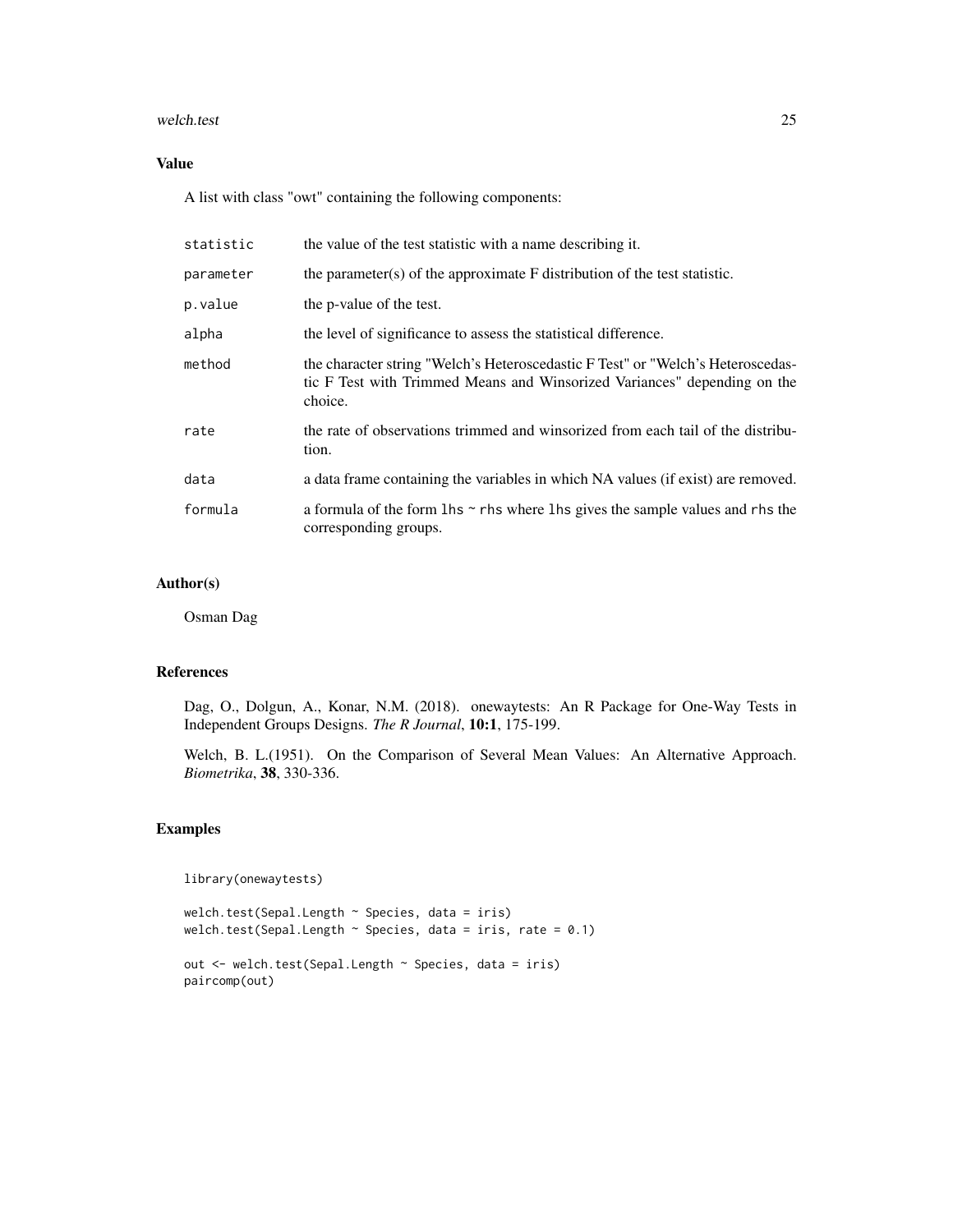## Value

A list with class "owt" containing the following components:

| | |
|---|---|
| `statistic` | the value of the test statistic with a name describing it. |
| `parameter` | the parameter(s) of the approximate F distribution of the test statistic. |
| `p.value` | the p-value of the test. |
| `alpha` | the level of significance to assess the statistical difference. |
| `method` | the character string "Welch's Heteroscedastic F Test" or "Welch's Heteroscedastic F Test with Trimmed Means and Winsorized Variances" depending on the choice. |
| `rate` | the rate of observations trimmed and winsorized from each tail of the distribution. |
| `data` | a data frame containing the variables in which NA values (if exist) are removed. |
| `formula` | a formula of the form `lhs ~ rhs` where `lhs` gives the sample values and `rhs` the corresponding groups. |

## Author(s)

Osman Dag

## References

Dag, O., Dolgun, A., Konar, N.M. (2018). onewaytests: An R Package for One-Way Tests in Independent Groups Designs. *The R Journal*, **10:1**, 175-199.

Welch, B. L.(1951). On the Comparison of Several Mean Values: An Alternative Approach. *Biometrika*, **38**, 330-336.

## Examples

```
library(onewaytests)

welch.test(Sepal.Length ~ Species, data = iris)
welch.test(Sepal.Length ~ Species, data = iris, rate = 0.1)

out <- welch.test(Sepal.Length ~ Species, data = iris)
paircomp(out)
```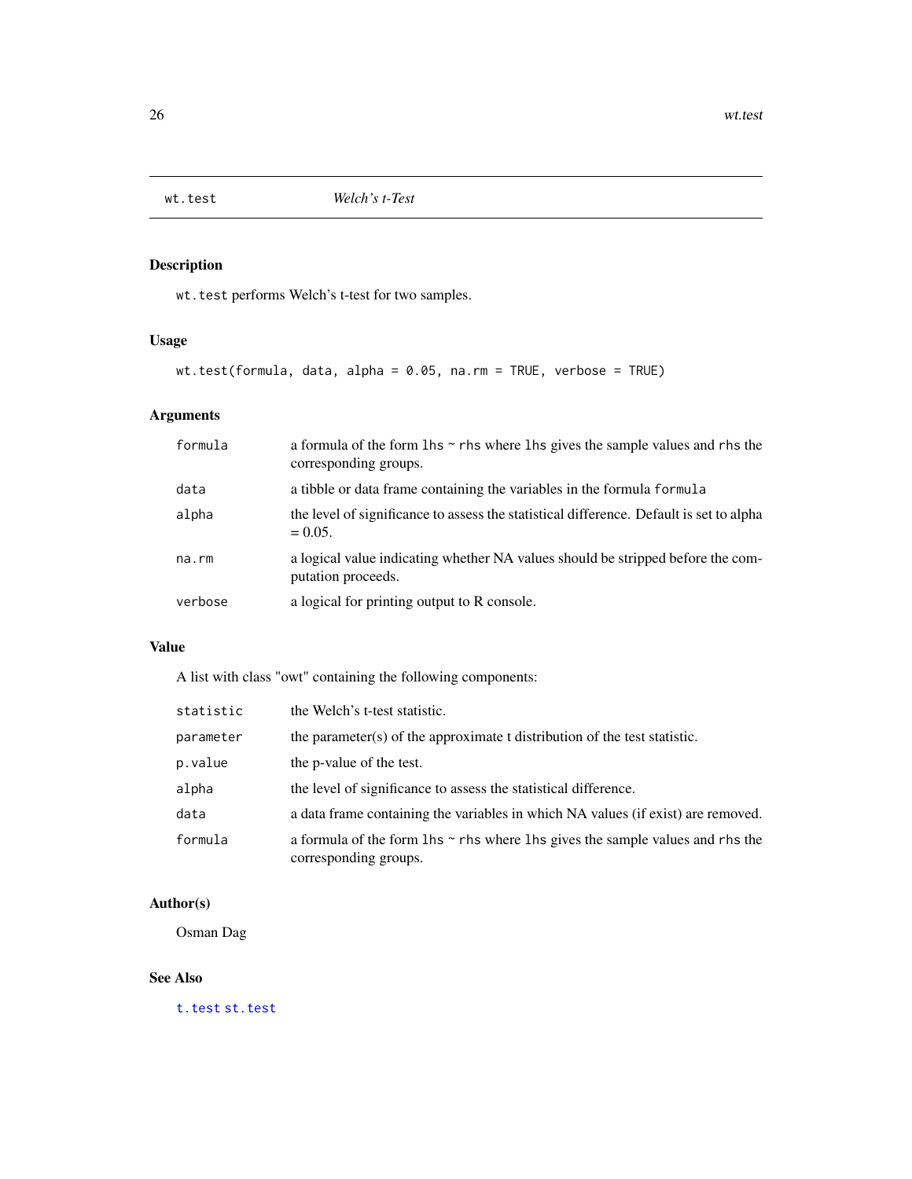## wt.test Welch's t-Test

### Description

wt.test performs Welch's t-test for two samples.

### Usage

```
wt.test(formula, data, alpha = 0.05, na.rm = TRUE, verbose = TRUE)
```

### Arguments

| | |
|---|---|
| formula | a formula of the form lhs ~ rhs where lhs gives the sample values and rhs the corresponding groups. |
| data | a tibble or data frame containing the variables in the formula formula |
| alpha | the level of significance to assess the statistical difference. Default is set to alpha = 0.05. |
| na.rm | a logical value indicating whether NA values should be stripped before the computation proceeds. |
| verbose | a logical for printing output to R console. |

### Value

A list with class "owt" containing the following components:

| | |
|---|---|
| statistic | the Welch's t-test statistic. |
| parameter | the parameter(s) of the approximate t distribution of the test statistic. |
| p.value | the p-value of the test. |
| alpha | the level of significance to assess the statistical difference. |
| data | a data frame containing the variables in which NA values (if exist) are removed. |
| formula | a formula of the form lhs ~ rhs where lhs gives the sample values and rhs the corresponding groups. |

### Author(s)

Osman Dag

### See Also

t.test st.test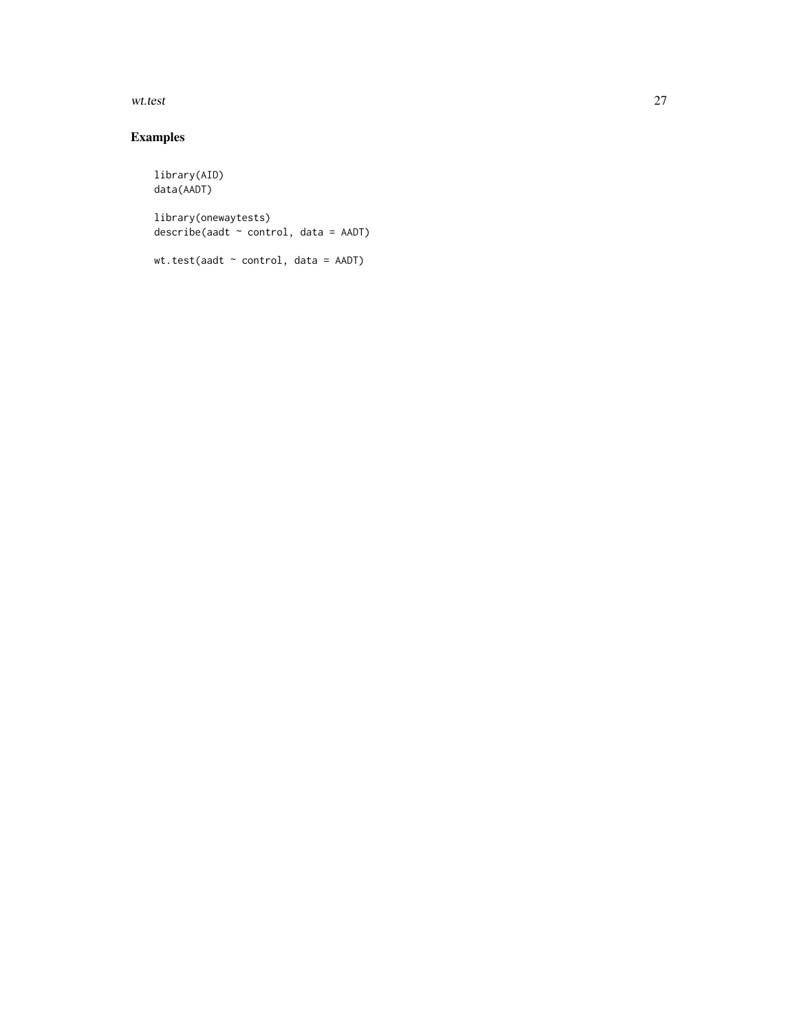## Examples

```
library(AID)
data(AADT)

library(onewaytests)
describe(aadt ~ control, data = AADT)

wt.test(aadt ~ control, data = AADT)
```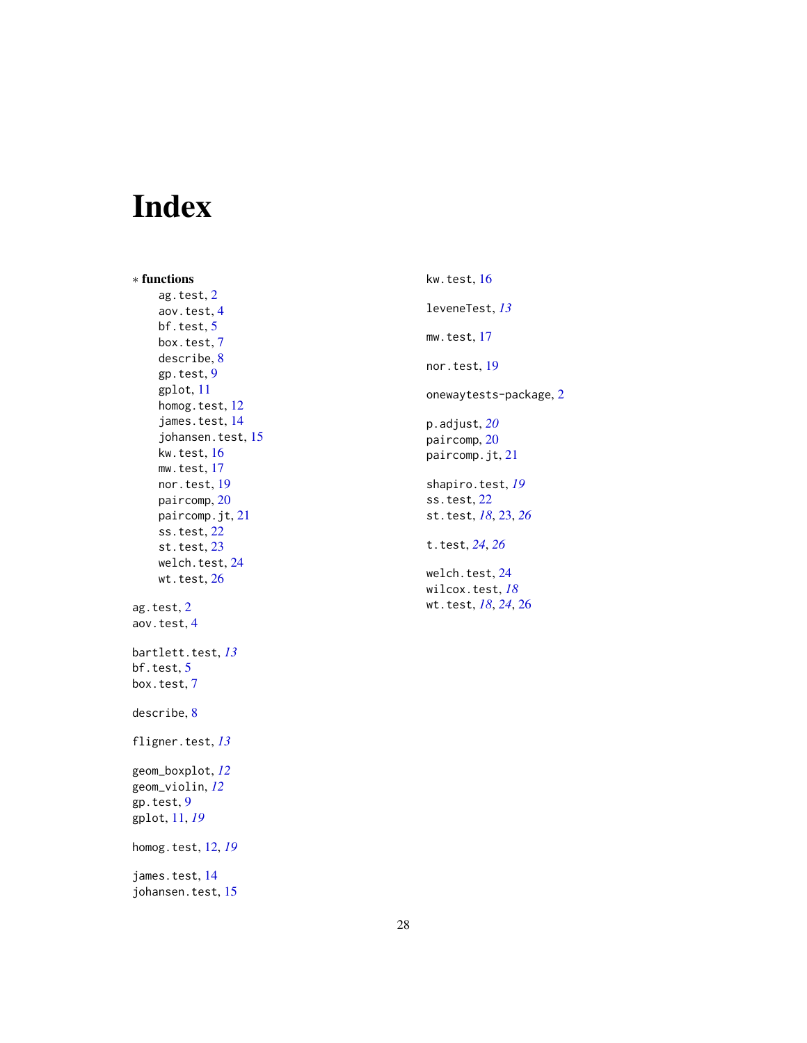# Index

∗ **functions**

- ag.test, 2
- aov.test, 4
- bf.test, 5
- box.test, 7
- describe, 8
- gp.test, 9
- gplot, 11
- homog.test, 12
- james.test, 14
- johansen.test, 15
- kw.test, 16
- mw.test, 17
- nor.test, 19
- paircomp, 20
- paircomp.jt, 21
- ss.test, 22
- st.test, 23
- welch.test, 24
- wt.test, 26

ag.test, 2
aov.test, 4

bartlett.test, *13*
bf.test, 5
box.test, 7

describe, 8

fligner.test, *13*

geom_boxplot, *12*
geom_violin, *12*
gp.test, 9
gplot, 11, *19*

homog.test, 12, *19*

james.test, 14
johansen.test, 15

kw.test, 16

leveneTest, *13*

mw.test, 17

nor.test, 19

onewaytests-package, 2

p.adjust, *20*
paircomp, 20
paircomp.jt, 21

shapiro.test, *19*
ss.test, 22
st.test, *18*, 23, *26*

t.test, *24*, *26*

welch.test, 24
wilcox.test, *18*
wt.test, *18*, *24*, 26